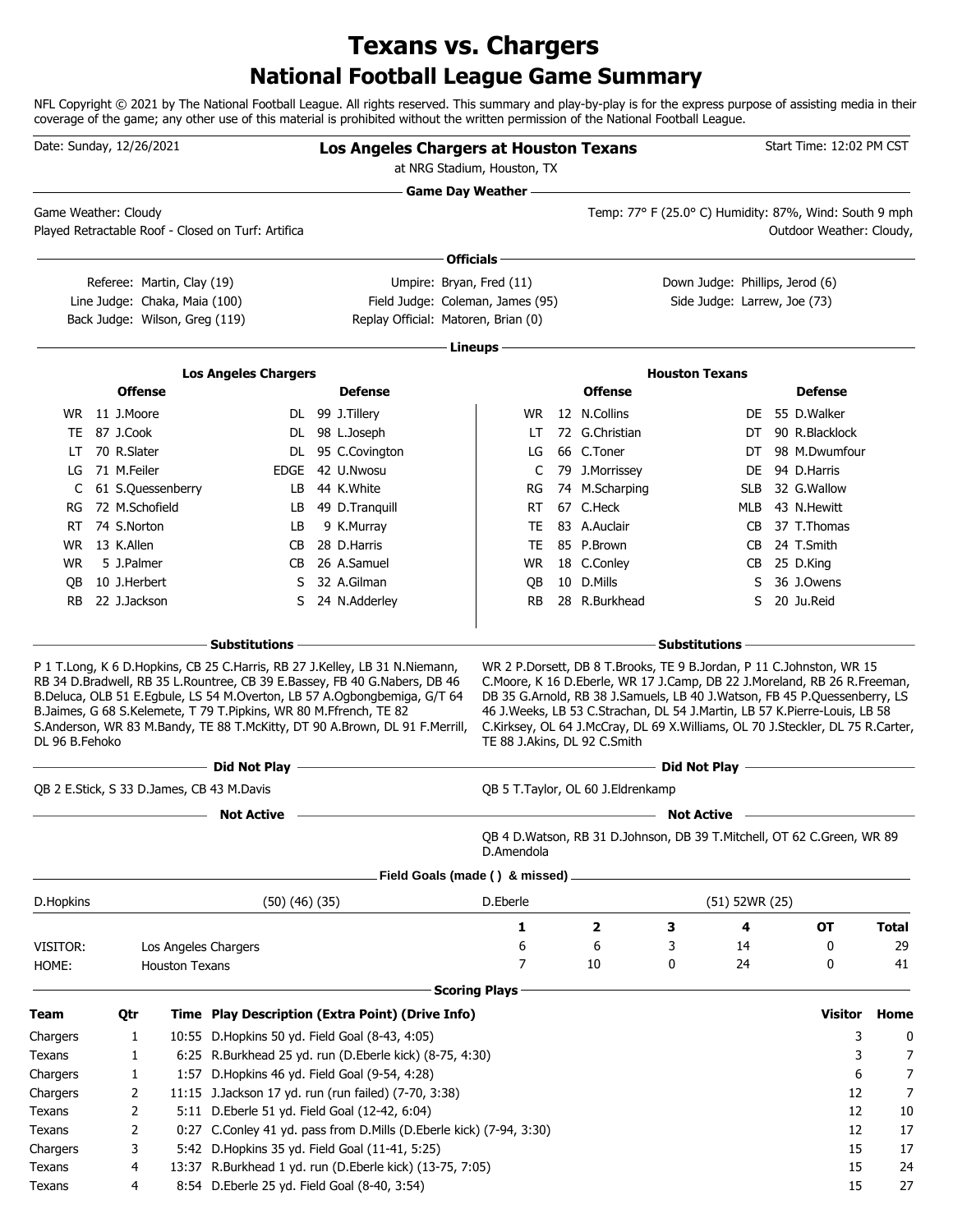# Texans vs. Chargers

## National Football League Game Summary

NFL Copyright © 2021 by The National Football League. All rights reserved. This summary and play-by-play is for the express purpose of assisting media in their coverage of the game; any other use of this material is prohibited without the written permission of the National Football League.

Date: Sunday, 12/26/2021 — **Los Angeles Chargers at Houston Texans** — Start Time: 12:02 PM CST

at NRG Stadium, Houston, TX

### Game Day Weather

Game Weather: Cloudy — Temp: 77° F (25.0° C) Humidity: 87%, Wind: South 9 mph

Played Retractable Roof - Closed on Turf: Artifica — Outdoor Weather: Cloudy,

### Officials

| | | |
|---|---|---|
| Referee: Martin, Clay (19) | Umpire: Bryan, Fred (11) | Down Judge: Phillips, Jerod (6) |
| Line Judge: Chaka, Maia (100) | Field Judge: Coleman, James (95) | Side Judge: Larrew, Joe (73) |
| Back Judge: Wilson, Greg (119) | Replay Official: Matoren, Brian (0) | |

### Lineups

| Los Angeles Chargers Offense | | | Los Angeles Chargers Defense | | | Houston Texans Offense | | | Houston Texans Defense | | |
|---|---|---|---|---|---|---|---|---|---|---|---|
| WR | 11 | J.Moore | DL | 99 | J.Tillery | WR | 12 | N.Collins | DE | 55 | D.Walker |
| TE | 87 | J.Cook | DL | 98 | L.Joseph | LT | 72 | G.Christian | DT | 90 | R.Blacklock |
| LT | 70 | R.Slater | DL | 95 | C.Covington | LG | 66 | C.Toner | DT | 98 | M.Dwumfour |
| LG | 71 | M.Feiler | EDGE | 42 | U.Nwosu | C | 79 | J.Morrissey | DE | 94 | D.Harris |
| C | 61 | S.Quessenberry | LB | 44 | K.White | RG | 74 | M.Scharping | SLB | 32 | G.Wallow |
| RG | 72 | M.Schofield | LB | 49 | D.Tranquill | RT | 67 | C.Heck | MLB | 43 | N.Hewitt |
| RT | 74 | S.Norton | LB | 9 | K.Murray | TE | 83 | A.Auclair | CB | 37 | T.Thomas |
| WR | 13 | K.Allen | CB | 28 | D.Harris | TE | 85 | P.Brown | CB | 24 | T.Smith |
| WR | 5 | J.Palmer | CB | 26 | A.Samuel | WR | 18 | C.Conley | CB | 25 | D.King |
| QB | 10 | J.Herbert | S | 32 | A.Gilman | QB | 10 | D.Mills | S | 36 | J.Owens |
| RB | 22 | J.Jackson | S | 24 | N.Adderley | RB | 28 | R.Burkhead | S | 20 | Ju.Reid |

### Substitutions

**Los Angeles Chargers:** P 1 T.Long, K 6 D.Hopkins, CB 25 C.Harris, RB 27 J.Kelley, LB 31 N.Niemann, RB 34 D.Bradwell, RB 35 L.Rountree, CB 39 E.Bassey, FB 40 G.Nabers, DB 46 B.Deluca, OLB 51 E.Egbule, LS 54 M.Overton, LB 57 A.Ogbongbemiga, G/T 64 B.Jaimes, G 68 S.Kelemete, T 79 T.Pipkins, WR 80 M.Ffrench, TE 82 S.Anderson, WR 83 M.Bandy, TE 88 T.McKitty, DT 90 A.Brown, DL 91 F.Merrill, DL 96 B.Fehoko

**Houston Texans:** WR 2 P.Dorsett, DB 8 T.Brooks, TE 9 B.Jordan, P 11 C.Johnston, WR 15 C.Moore, K 16 D.Eberle, WR 17 J.Camp, DB 22 J.Moreland, RB 26 R.Freeman, DB 35 G.Arnold, RB 38 J.Samuels, LB 40 J.Watson, FB 45 P.Quessenberry, LS 46 J.Weeks, LB 53 C.Strachan, DL 54 J.Martin, LB 57 K.Pierre-Louis, LB 58 C.Kirksey, OL 64 J.McCray, DL 69 X.Williams, OL 70 J.Steckler, DL 75 R.Carter, TE 88 J.Akins, DL 92 C.Smith

### Did Not Play

**Los Angeles Chargers:** QB 2 E.Stick, S 33 D.James, CB 43 M.Davis

**Houston Texans:** QB 5 T.Taylor, OL 60 J.Eldrenkamp

### Not Active

**Houston Texans:** QB 4 D.Watson, RB 31 D.Johnson, DB 39 T.Mitchell, OT 62 C.Green, WR 89 D.Amendola

### Field Goals (made ( ) & missed)

| | | | |
|---|---|---|---|
| D.Hopkins | (50) (46) (35) | D.Eberle | (51) 52WR (25) |

| | | 1 | 2 | 3 | 4 | OT | Total |
|---|---|---|---|---|---|---|---|
| VISITOR: | Los Angeles Chargers | 6 | 6 | 3 | 14 | 0 | 29 |
| HOME: | Houston Texans | 7 | 10 | 0 | 24 | 0 | 41 |

### Scoring Plays

| Team | Qtr | Time | Play Description (Extra Point) (Drive Info) | Visitor | Home |
|---|---|---|---|---|---|
| Chargers | 1 | 10:55 | D.Hopkins 50 yd. Field Goal (8-43, 4:05) | 3 | 0 |
| Texans | 1 | 6:25 | R.Burkhead 25 yd. run (D.Eberle kick) (8-75, 4:30) | 3 | 7 |
| Chargers | 1 | 1:57 | D.Hopkins 46 yd. Field Goal (9-54, 4:28) | 6 | 7 |
| Chargers | 2 | 11:15 | J.Jackson 17 yd. run (run failed) (7-70, 3:38) | 12 | 7 |
| Texans | 2 | 5:11 | D.Eberle 51 yd. Field Goal (12-42, 6:04) | 12 | 10 |
| Texans | 2 | 0:27 | C.Conley 41 yd. pass from D.Mills (D.Eberle kick) (7-94, 3:30) | 12 | 17 |
| Chargers | 3 | 5:42 | D.Hopkins 35 yd. Field Goal (11-41, 5:25) | 15 | 17 |
| Texans | 4 | 13:37 | R.Burkhead 1 yd. run (D.Eberle kick) (13-75, 7:05) | 15 | 24 |
| Texans | 4 | 8:54 | D.Eberle 25 yd. Field Goal (8-40, 3:54) | 15 | 27 |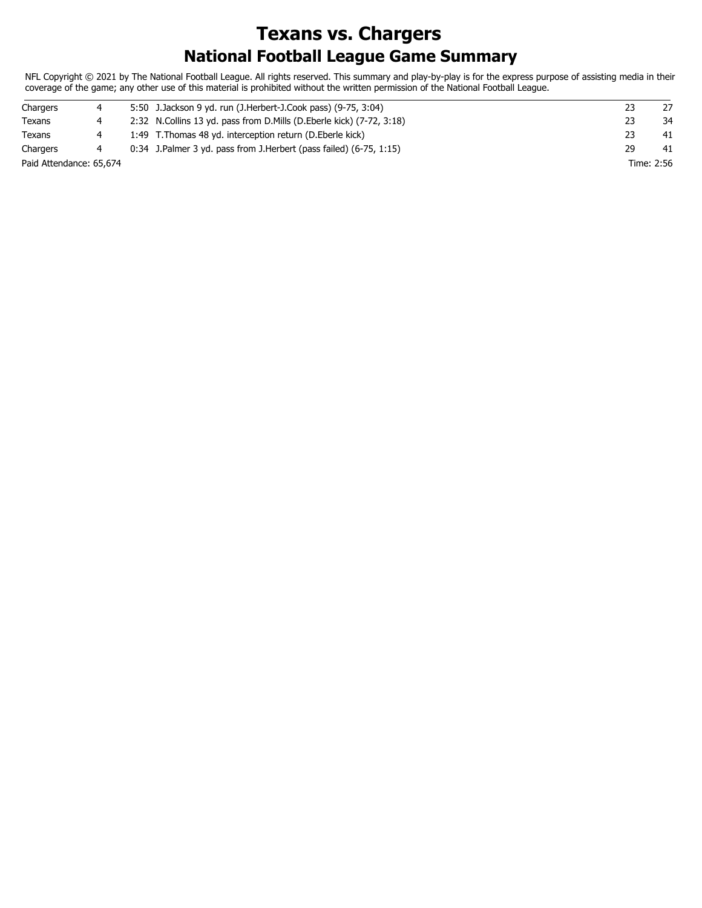# Texans vs. Chargers

## National Football League Game Summary

NFL Copyright © 2021 by The National Football League. All rights reserved. This summary and play-by-play is for the express purpose of assisting media in their coverage of the game; any other use of this material is prohibited without the written permission of the National Football League.

| | | | | |
|---|---|---|---|---|
| Chargers | 4 | 5:50 J.Jackson 9 yd. run (J.Herbert-J.Cook pass) (9-75, 3:04) | 23 | 27 |
| Texans | 4 | 2:32 N.Collins 13 yd. pass from D.Mills (D.Eberle kick) (7-72, 3:18) | 23 | 34 |
| Texans | 4 | 1:49 T.Thomas 48 yd. interception return (D.Eberle kick) | 23 | 41 |
| Chargers | 4 | 0:34 J.Palmer 3 yd. pass from J.Herbert (pass failed) (6-75, 1:15) | 29 | 41 |

Paid Attendance: 65,674

Time: 2:56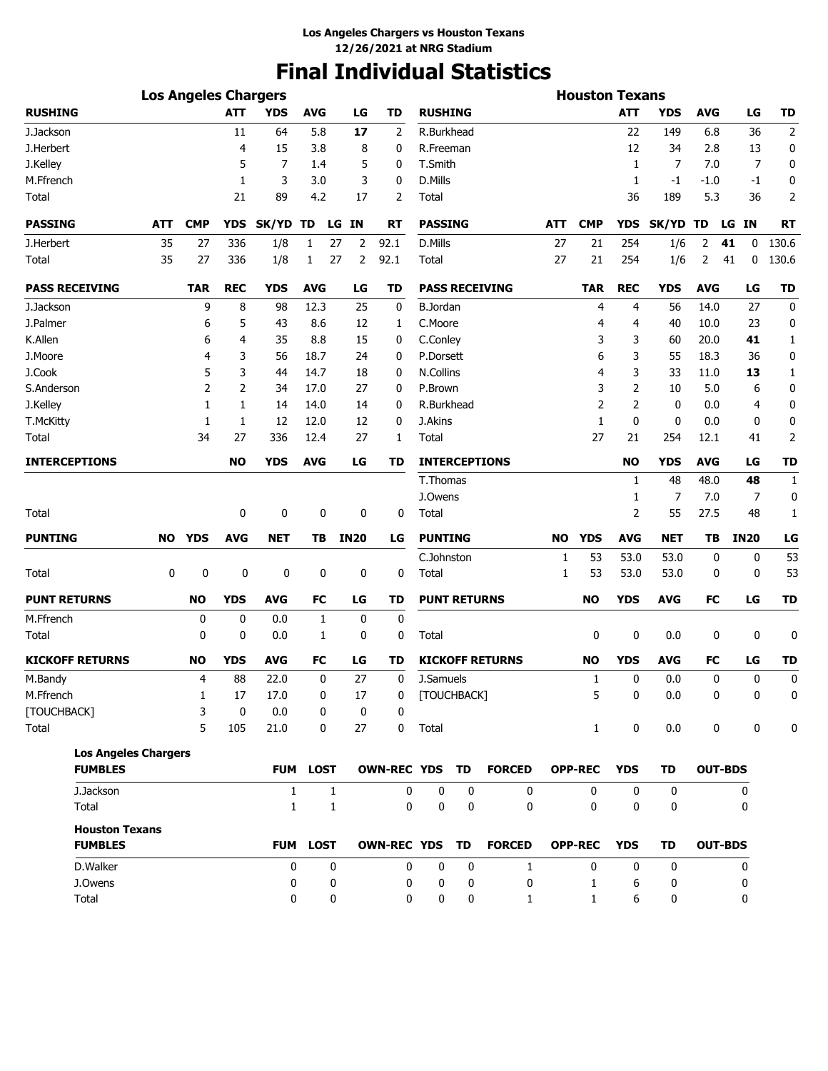**Los Angeles Chargers vs Houston Texans**
**12/26/2021 at NRG Stadium**

# Final Individual Statistics

## Los Angeles Chargers

| RUSHING | ATT | YDS | AVG | LG | TD |
|---|---|---|---|---|---|
| J.Jackson | 11 | 64 | 5.8 | **17** | 2 |
| J.Herbert | 4 | 15 | 3.8 | 8 | 0 |
| J.Kelley | 5 | 7 | 1.4 | 5 | 0 |
| M.Ffrench | 1 | 3 | 3.0 | 3 | 0 |
| Total | 21 | 89 | 4.2 | 17 | 2 |

| PASSING | ATT | CMP | YDS | SK/YD | TD | LG | IN | RT |
|---|---|---|---|---|---|---|---|---|
| J.Herbert | 35 | 27 | 336 | 1/8 | 1 | 27 | 2 | 92.1 |
| Total | 35 | 27 | 336 | 1/8 | 1 | 27 | 2 | 92.1 |

| PASS RECEIVING | TAR | REC | YDS | AVG | LG | TD |
|---|---|---|---|---|---|---|
| J.Jackson | 9 | 8 | 98 | 12.3 | 25 | 0 |
| J.Palmer | 6 | 5 | 43 | 8.6 | 12 | 1 |
| K.Allen | 6 | 4 | 35 | 8.8 | 15 | 0 |
| J.Moore | 4 | 3 | 56 | 18.7 | 24 | 0 |
| J.Cook | 5 | 3 | 44 | 14.7 | 18 | 0 |
| S.Anderson | 2 | 2 | 34 | 17.0 | 27 | 0 |
| J.Kelley | 1 | 1 | 14 | 14.0 | 14 | 0 |
| T.McKitty | 1 | 1 | 12 | 12.0 | 12 | 0 |
| Total | 34 | 27 | 336 | 12.4 | 27 | 1 |

| INTERCEPTIONS | NO | YDS | AVG | LG | TD |
|---|---|---|---|---|---|
| Total | 0 | 0 | 0 | 0 | 0 |

| PUNTING | NO | YDS | AVG | NET | TB | IN20 | LG |
|---|---|---|---|---|---|---|---|
| Total | 0 | 0 | 0 | 0 | 0 | 0 | 0 |

| PUNT RETURNS | NO | YDS | AVG | FC | LG | TD |
|---|---|---|---|---|---|---|
| M.Ffrench | 0 | 0 | 0.0 | 1 | 0 | 0 |
| Total | 0 | 0 | 0.0 | 1 | 0 | 0 |

| KICKOFF RETURNS | NO | YDS | AVG | FC | LG | TD |
|---|---|---|---|---|---|---|
| M.Bandy | 4 | 88 | 22.0 | 0 | 27 | 0 |
| M.Ffrench | 1 | 17 | 17.0 | 0 | 17 | 0 |
| [TOUCHBACK] | 3 | 0 | 0.0 | 0 | 0 | 0 |
| Total | 5 | 105 | 21.0 | 0 | 27 | 0 |

## Houston Texans

| RUSHING | ATT | YDS | AVG | LG | TD |
|---|---|---|---|---|---|
| R.Burkhead | 22 | 149 | 6.8 | 36 | 2 |
| R.Freeman | 12 | 34 | 2.8 | 13 | 0 |
| T.Smith | 1 | 7 | 7.0 | 7 | 0 |
| D.Mills | 1 | -1 | -1.0 | -1 | 0 |
| Total | 36 | 189 | 5.3 | 36 | 2 |

| PASSING | ATT | CMP | YDS | SK/YD | TD | LG | IN | RT |
|---|---|---|---|---|---|---|---|---|
| D.Mills | 27 | 21 | 254 | 1/6 | 2 | **41** | 0 | 130.6 |
| Total | 27 | 21 | 254 | 1/6 | 2 | 41 | 0 | 130.6 |

| PASS RECEIVING | TAR | REC | YDS | AVG | LG | TD |
|---|---|---|---|---|---|---|
| B.Jordan | 4 | 4 | 56 | 14.0 | 27 | 0 |
| C.Moore | 4 | 4 | 40 | 10.0 | 23 | 0 |
| C.Conley | 3 | 3 | 60 | 20.0 | **41** | 1 |
| P.Dorsett | 6 | 3 | 55 | 18.3 | 36 | 0 |
| N.Collins | 4 | 3 | 33 | 11.0 | **13** | 1 |
| P.Brown | 3 | 2 | 10 | 5.0 | 6 | 0 |
| R.Burkhead | 2 | 2 | 0 | 0.0 | 4 | 0 |
| J.Akins | 1 | 0 | 0 | 0.0 | 0 | 0 |
| Total | 27 | 21 | 254 | 12.1 | 41 | 2 |

| INTERCEPTIONS | NO | YDS | AVG | LG | TD |
|---|---|---|---|---|---|
| T.Thomas | 1 | 48 | 48.0 | **48** | 1 |
| J.Owens | 1 | 7 | 7.0 | 7 | 0 |
| Total | 2 | 55 | 27.5 | 48 | 1 |

| PUNTING | NO | YDS | AVG | NET | TB | IN20 | LG |
|---|---|---|---|---|---|---|---|
| C.Johnston | 1 | 53 | 53.0 | 53.0 | 0 | 0 | 53 |
| Total | 1 | 53 | 53.0 | 53.0 | 0 | 0 | 53 |

| PUNT RETURNS | NO | YDS | AVG | FC | LG | TD |
|---|---|---|---|---|---|---|
| Total | 0 | 0 | 0.0 | 0 | 0 | 0 |

| KICKOFF RETURNS | NO | YDS | AVG | FC | LG | TD |
|---|---|---|---|---|---|---|
| J.Samuels | 1 | 0 | 0.0 | 0 | 0 | 0 |
| [TOUCHBACK] | 5 | 0 | 0.0 | 0 | 0 | 0 |
| Total | 1 | 0 | 0.0 | 0 | 0 | 0 |

**Los Angeles Chargers**

| FUMBLES | FUM | LOST | OWN-REC | YDS | TD | FORCED | OPP-REC | YDS | TD | OUT-BDS |
|---|---|---|---|---|---|---|---|---|---|---|
| J.Jackson | 1 | 1 | 0 | 0 | 0 | 0 | 0 | 0 | 0 | 0 |
| Total | 1 | 1 | 0 | 0 | 0 | 0 | 0 | 0 | 0 | 0 |

**Houston Texans**

| FUMBLES | FUM | LOST | OWN-REC | YDS | TD | FORCED | OPP-REC | YDS | TD | OUT-BDS |
|---|---|---|---|---|---|---|---|---|---|---|
| D.Walker | 0 | 0 | 0 | 0 | 0 | 1 | 0 | 0 | 0 | 0 |
| J.Owens | 0 | 0 | 0 | 0 | 0 | 0 | 1 | 6 | 0 | 0 |
| Total | 0 | 0 | 0 | 0 | 0 | 1 | 1 | 6 | 0 | 0 |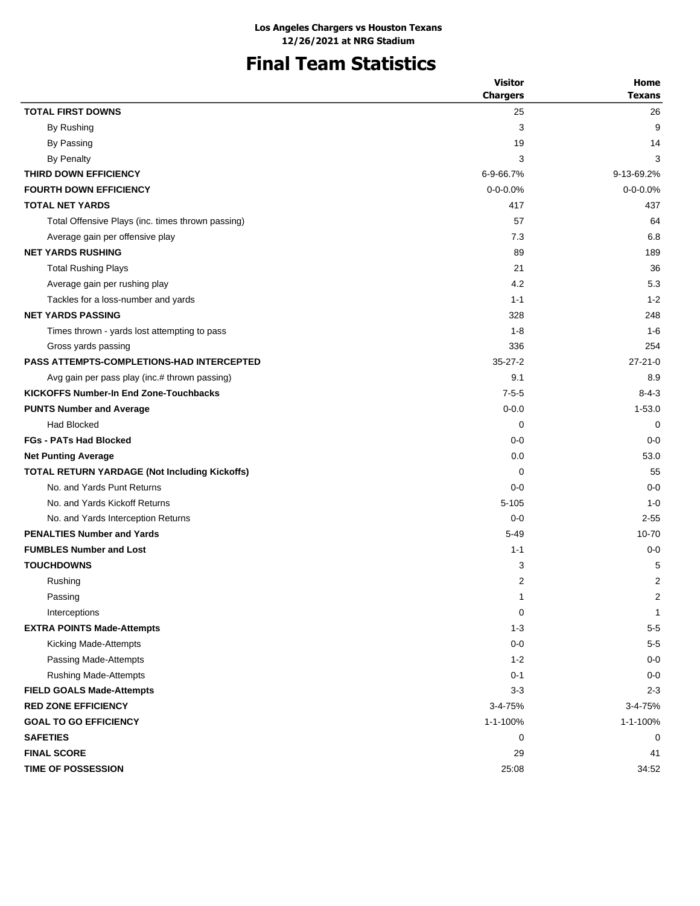**Los Angeles Chargers vs Houston Texans**
**12/26/2021 at NRG Stadium**

# Final Team Statistics

| | Visitor Chargers | Home Texans |
|---|---|---|
| **TOTAL FIRST DOWNS** | 25 | 26 |
| By Rushing | 3 | 9 |
| By Passing | 19 | 14 |
| By Penalty | 3 | 3 |
| **THIRD DOWN EFFICIENCY** | 6-9-66.7% | 9-13-69.2% |
| **FOURTH DOWN EFFICIENCY** | 0-0-0.0% | 0-0-0.0% |
| **TOTAL NET YARDS** | 417 | 437 |
| Total Offensive Plays (inc. times thrown passing) | 57 | 64 |
| Average gain per offensive play | 7.3 | 6.8 |
| **NET YARDS RUSHING** | 89 | 189 |
| Total Rushing Plays | 21 | 36 |
| Average gain per rushing play | 4.2 | 5.3 |
| Tackles for a loss-number and yards | 1-1 | 1-2 |
| **NET YARDS PASSING** | 328 | 248 |
| Times thrown - yards lost attempting to pass | 1-8 | 1-6 |
| Gross yards passing | 336 | 254 |
| **PASS ATTEMPTS-COMPLETIONS-HAD INTERCEPTED** | 35-27-2 | 27-21-0 |
| Avg gain per pass play (inc.# thrown passing) | 9.1 | 8.9 |
| **KICKOFFS Number-In End Zone-Touchbacks** | 7-5-5 | 8-4-3 |
| **PUNTS Number and Average** | 0-0.0 | 1-53.0 |
| Had Blocked | 0 | 0 |
| **FGs - PATs Had Blocked** | 0-0 | 0-0 |
| **Net Punting Average** | 0.0 | 53.0 |
| **TOTAL RETURN YARDAGE (Not Including Kickoffs)** | 0 | 55 |
| No. and Yards Punt Returns | 0-0 | 0-0 |
| No. and Yards Kickoff Returns | 5-105 | 1-0 |
| No. and Yards Interception Returns | 0-0 | 2-55 |
| **PENALTIES Number and Yards** | 5-49 | 10-70 |
| **FUMBLES Number and Lost** | 1-1 | 0-0 |
| **TOUCHDOWNS** | 3 | 5 |
| Rushing | 2 | 2 |
| Passing | 1 | 2 |
| Interceptions | 0 | 1 |
| **EXTRA POINTS Made-Attempts** | 1-3 | 5-5 |
| Kicking Made-Attempts | 0-0 | 5-5 |
| Passing Made-Attempts | 1-2 | 0-0 |
| Rushing Made-Attempts | 0-1 | 0-0 |
| **FIELD GOALS Made-Attempts** | 3-3 | 2-3 |
| **RED ZONE EFFICIENCY** | 3-4-75% | 3-4-75% |
| **GOAL TO GO EFFICIENCY** | 1-1-100% | 1-1-100% |
| **SAFETIES** | 0 | 0 |
| **FINAL SCORE** | 29 | 41 |
| **TIME OF POSSESSION** | 25:08 | 34:52 |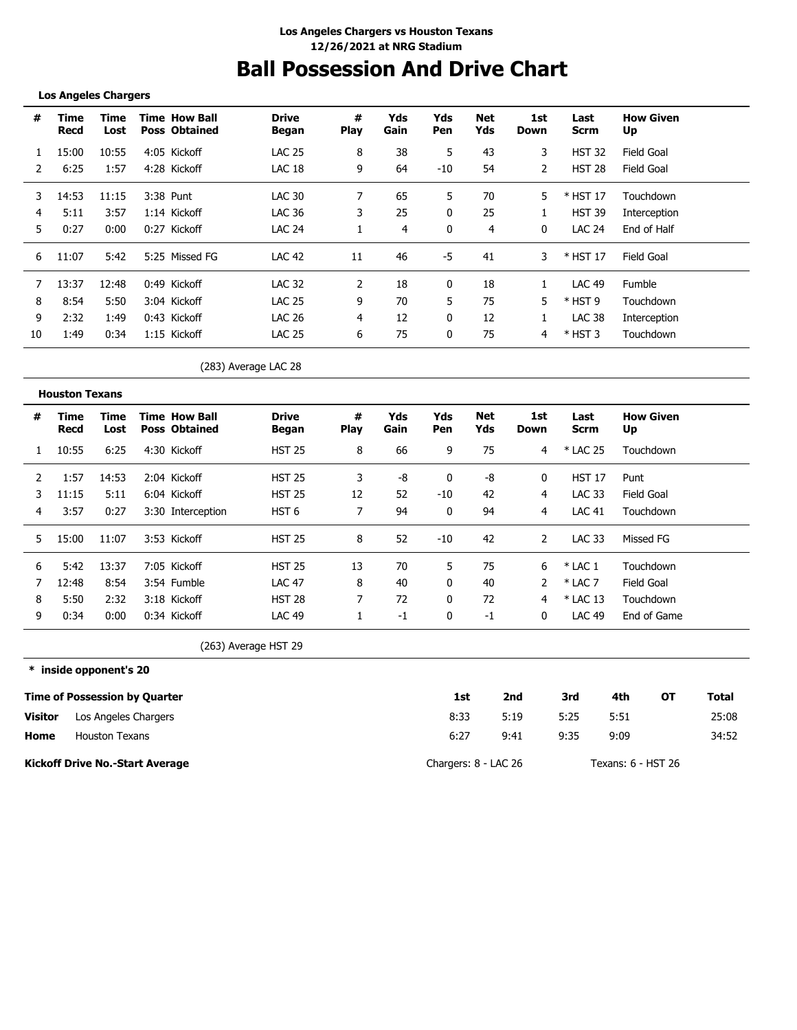**Los Angeles Chargers vs Houston Texans**
**12/26/2021 at NRG Stadium**

# Ball Possession And Drive Chart

**Los Angeles Chargers**

| # | Time Recd | Time Lost | Time Poss | How Ball Obtained | Drive Began | # Play | Yds Gain | Yds Pen | Net Yds | 1st Down | Last Scrm | How Given Up |
|---|---|---|---|---|---|---|---|---|---|---|---|---|
| 1 | 15:00 | 10:55 | 4:05 | Kickoff | LAC 25 | 8 | 38 | 5 | 43 | 3 | HST 32 | Field Goal |
| 2 | 6:25 | 1:57 | 4:28 | Kickoff | LAC 18 | 9 | 64 | -10 | 54 | 2 | HST 28 | Field Goal |
| 3 | 14:53 | 11:15 | 3:38 | Punt | LAC 30 | 7 | 65 | 5 | 70 | 5 | * HST 17 | Touchdown |
| 4 | 5:11 | 3:57 | 1:14 | Kickoff | LAC 36 | 3 | 25 | 0 | 25 | 1 | HST 39 | Interception |
| 5 | 0:27 | 0:00 | 0:27 | Kickoff | LAC 24 | 1 | 4 | 0 | 4 | 0 | LAC 24 | End of Half |
| 6 | 11:07 | 5:42 | 5:25 | Missed FG | LAC 42 | 11 | 46 | -5 | 41 | 3 | * HST 17 | Field Goal |
| 7 | 13:37 | 12:48 | 0:49 | Kickoff | LAC 32 | 2 | 18 | 0 | 18 | 1 | LAC 49 | Fumble |
| 8 | 8:54 | 5:50 | 3:04 | Kickoff | LAC 25 | 9 | 70 | 5 | 75 | 5 | * HST 9 | Touchdown |
| 9 | 2:32 | 1:49 | 0:43 | Kickoff | LAC 26 | 4 | 12 | 0 | 12 | 1 | LAC 38 | Interception |
| 10 | 1:49 | 0:34 | 1:15 | Kickoff | LAC 25 | 6 | 75 | 0 | 75 | 4 | * HST 3 | Touchdown |

(283) Average LAC 28

**Houston Texans**

| # | Time Recd | Time Lost | Time Poss | How Ball Obtained | Drive Began | # Play | Yds Gain | Yds Pen | Net Yds | 1st Down | Last Scrm | How Given Up |
|---|---|---|---|---|---|---|---|---|---|---|---|---|
| 1 | 10:55 | 6:25 | 4:30 | Kickoff | HST 25 | 8 | 66 | 9 | 75 | 4 | * LAC 25 | Touchdown |
| 2 | 1:57 | 14:53 | 2:04 | Kickoff | HST 25 | 3 | -8 | 0 | -8 | 0 | HST 17 | Punt |
| 3 | 11:15 | 5:11 | 6:04 | Kickoff | HST 25 | 12 | 52 | -10 | 42 | 4 | LAC 33 | Field Goal |
| 4 | 3:57 | 0:27 | 3:30 | Interception | HST 6 | 7 | 94 | 0 | 94 | 4 | LAC 41 | Touchdown |
| 5 | 15:00 | 11:07 | 3:53 | Kickoff | HST 25 | 8 | 52 | -10 | 42 | 2 | LAC 33 | Missed FG |
| 6 | 5:42 | 13:37 | 7:05 | Kickoff | HST 25 | 13 | 70 | 5 | 75 | 6 | * LAC 1 | Touchdown |
| 7 | 12:48 | 8:54 | 3:54 | Fumble | LAC 47 | 8 | 40 | 0 | 40 | 2 | * LAC 7 | Field Goal |
| 8 | 5:50 | 2:32 | 3:18 | Kickoff | HST 28 | 7 | 72 | 0 | 72 | 4 | * LAC 13 | Touchdown |
| 9 | 0:34 | 0:00 | 0:34 | Kickoff | LAC 49 | 1 | -1 | 0 | -1 | 0 | LAC 49 | End of Game |

(263) Average HST 29

**\* inside opponent's 20**

| Time of Possession by Quarter | | 1st | 2nd | 3rd | 4th | OT | Total |
|---|---|---|---|---|---|---|---|
| **Visitor** | Los Angeles Chargers | 8:33 | 5:19 | 5:25 | 5:51 | | 25:08 |
| **Home** | Houston Texans | 6:27 | 9:41 | 9:35 | 9:09 | | 34:52 |

**Kickoff Drive No.-Start Average** — Chargers: 8 - LAC 26 — Texans: 6 - HST 26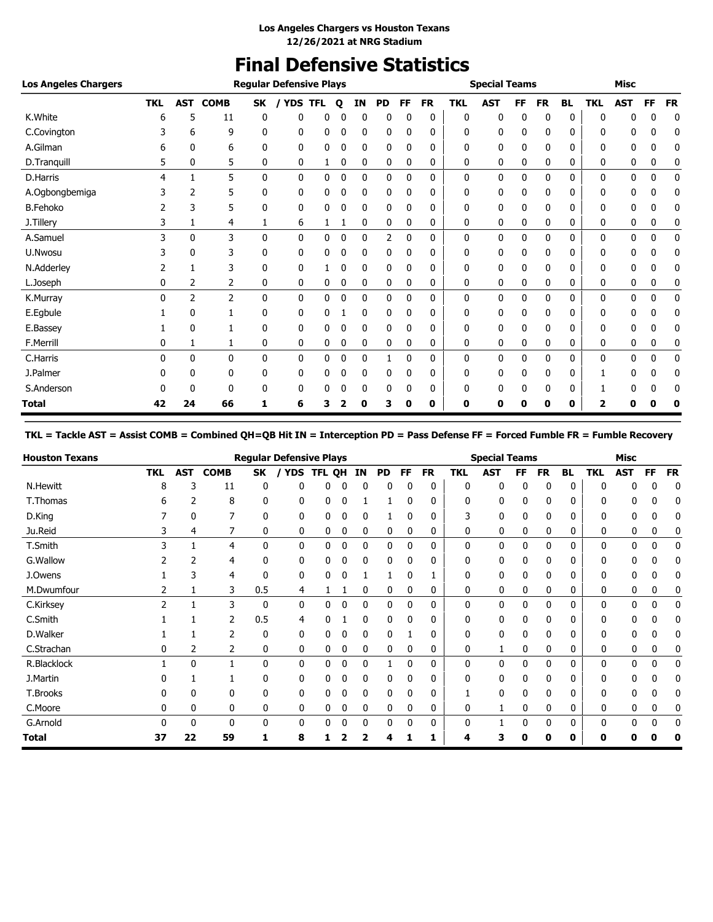**Los Angeles Chargers vs Houston Texans**
**12/26/2021 at NRG Stadium**

# Final Defensive Statistics

| Los Angeles Chargers | Regular Defensive Plays | | | | | | | | | | | Special Teams | | | | | | Misc | | | |
|---|---|---|---|---|---|---|---|---|---|---|---|---|---|---|---|---|---|---|---|---|---|
| | TKL | AST | COMB | SK | / YDS | TFL | Q | IN | PD | FF | FR | TKL | AST | FF | FR | BL | TKL | AST | FF | FR |
| K.White | 6 | 5 | 11 | 0 | 0 | 0 | 0 | 0 | 0 | 0 | 0 | 0 | 0 | 0 | 0 | 0 | 0 | 0 | 0 | 0 |
| C.Covington | 3 | 6 | 9 | 0 | 0 | 0 | 0 | 0 | 0 | 0 | 0 | 0 | 0 | 0 | 0 | 0 | 0 | 0 | 0 | 0 |
| A.Gilman | 6 | 0 | 6 | 0 | 0 | 0 | 0 | 0 | 0 | 0 | 0 | 0 | 0 | 0 | 0 | 0 | 0 | 0 | 0 | 0 |
| D.Tranquill | 5 | 0 | 5 | 0 | 0 | 1 | 0 | 0 | 0 | 0 | 0 | 0 | 0 | 0 | 0 | 0 | 0 | 0 | 0 | 0 |
| D.Harris | 4 | 1 | 5 | 0 | 0 | 0 | 0 | 0 | 0 | 0 | 0 | 0 | 0 | 0 | 0 | 0 | 0 | 0 | 0 | 0 |
| A.Ogbongbemiga | 3 | 2 | 5 | 0 | 0 | 0 | 0 | 0 | 0 | 0 | 0 | 0 | 0 | 0 | 0 | 0 | 0 | 0 | 0 | 0 |
| B.Fehoko | 2 | 3 | 5 | 0 | 0 | 0 | 0 | 0 | 0 | 0 | 0 | 0 | 0 | 0 | 0 | 0 | 0 | 0 | 0 | 0 |
| J.Tillery | 3 | 1 | 4 | 1 | 6 | 1 | 1 | 0 | 0 | 0 | 0 | 0 | 0 | 0 | 0 | 0 | 0 | 0 | 0 | 0 |
| A.Samuel | 3 | 0 | 3 | 0 | 0 | 0 | 0 | 0 | 2 | 0 | 0 | 0 | 0 | 0 | 0 | 0 | 0 | 0 | 0 | 0 |
| U.Nwosu | 3 | 0 | 3 | 0 | 0 | 0 | 0 | 0 | 0 | 0 | 0 | 0 | 0 | 0 | 0 | 0 | 0 | 0 | 0 | 0 |
| N.Adderley | 2 | 1 | 3 | 0 | 0 | 1 | 0 | 0 | 0 | 0 | 0 | 0 | 0 | 0 | 0 | 0 | 0 | 0 | 0 | 0 |
| L.Joseph | 0 | 2 | 2 | 0 | 0 | 0 | 0 | 0 | 0 | 0 | 0 | 0 | 0 | 0 | 0 | 0 | 0 | 0 | 0 | 0 |
| K.Murray | 0 | 2 | 2 | 0 | 0 | 0 | 0 | 0 | 0 | 0 | 0 | 0 | 0 | 0 | 0 | 0 | 0 | 0 | 0 | 0 |
| E.Egbule | 1 | 0 | 1 | 0 | 0 | 0 | 1 | 0 | 0 | 0 | 0 | 0 | 0 | 0 | 0 | 0 | 0 | 0 | 0 | 0 |
| E.Bassey | 1 | 0 | 1 | 0 | 0 | 0 | 0 | 0 | 0 | 0 | 0 | 0 | 0 | 0 | 0 | 0 | 0 | 0 | 0 | 0 |
| F.Merrill | 0 | 1 | 1 | 0 | 0 | 0 | 0 | 0 | 0 | 0 | 0 | 0 | 0 | 0 | 0 | 0 | 0 | 0 | 0 | 0 |
| C.Harris | 0 | 0 | 0 | 0 | 0 | 0 | 0 | 0 | 1 | 0 | 0 | 0 | 0 | 0 | 0 | 0 | 0 | 0 | 0 | 0 |
| J.Palmer | 0 | 0 | 0 | 0 | 0 | 0 | 0 | 0 | 0 | 0 | 0 | 0 | 0 | 0 | 0 | 0 | 1 | 0 | 0 | 0 |
| S.Anderson | 0 | 0 | 0 | 0 | 0 | 0 | 0 | 0 | 0 | 0 | 0 | 0 | 0 | 0 | 0 | 0 | 1 | 0 | 0 | 0 |
| **Total** | **42** | **24** | **66** | **1** | **6** | **3** | **2** | **0** | **3** | **0** | **0** | **0** | **0** | **0** | **0** | **0** | **2** | **0** | **0** | **0** |

**TKL = Tackle AST = Assist COMB = Combined QH=QB Hit IN = Interception PD = Pass Defense FF = Forced Fumble FR = Fumble Recovery**

| Houston Texans | Regular Defensive Plays | | | | | | | | | | | Special Teams | | | | | | Misc | | | |
|---|---|---|---|---|---|---|---|---|---|---|---|---|---|---|---|---|---|---|---|---|---|
| | TKL | AST | COMB | SK | / YDS | TFL | QH | IN | PD | FF | FR | TKL | AST | FF | FR | BL | TKL | AST | FF | FR |
| N.Hewitt | 8 | 3 | 11 | 0 | 0 | 0 | 0 | 0 | 0 | 0 | 0 | 0 | 0 | 0 | 0 | 0 | 0 | 0 | 0 | 0 |
| T.Thomas | 6 | 2 | 8 | 0 | 0 | 0 | 0 | 1 | 1 | 0 | 0 | 0 | 0 | 0 | 0 | 0 | 0 | 0 | 0 | 0 |
| D.King | 7 | 0 | 7 | 0 | 0 | 0 | 0 | 0 | 1 | 0 | 0 | 3 | 0 | 0 | 0 | 0 | 0 | 0 | 0 | 0 |
| Ju.Reid | 3 | 4 | 7 | 0 | 0 | 0 | 0 | 0 | 0 | 0 | 0 | 0 | 0 | 0 | 0 | 0 | 0 | 0 | 0 | 0 |
| T.Smith | 3 | 1 | 4 | 0 | 0 | 0 | 0 | 0 | 0 | 0 | 0 | 0 | 0 | 0 | 0 | 0 | 0 | 0 | 0 | 0 |
| G.Wallow | 2 | 2 | 4 | 0 | 0 | 0 | 0 | 0 | 0 | 0 | 0 | 0 | 0 | 0 | 0 | 0 | 0 | 0 | 0 | 0 |
| J.Owens | 1 | 3 | 4 | 0 | 0 | 0 | 0 | 1 | 1 | 0 | 1 | 0 | 0 | 0 | 0 | 0 | 0 | 0 | 0 | 0 |
| M.Dwumfour | 2 | 1 | 3 | 0.5 | 4 | 1 | 1 | 0 | 0 | 0 | 0 | 0 | 0 | 0 | 0 | 0 | 0 | 0 | 0 | 0 |
| C.Kirksey | 2 | 1 | 3 | 0 | 0 | 0 | 0 | 0 | 0 | 0 | 0 | 0 | 0 | 0 | 0 | 0 | 0 | 0 | 0 | 0 |
| C.Smith | 1 | 1 | 2 | 0.5 | 4 | 0 | 1 | 0 | 0 | 0 | 0 | 0 | 0 | 0 | 0 | 0 | 0 | 0 | 0 | 0 |
| D.Walker | 1 | 1 | 2 | 0 | 0 | 0 | 0 | 0 | 0 | 1 | 0 | 0 | 0 | 0 | 0 | 0 | 0 | 0 | 0 | 0 |
| C.Strachan | 0 | 2 | 2 | 0 | 0 | 0 | 0 | 0 | 0 | 0 | 0 | 0 | 1 | 0 | 0 | 0 | 0 | 0 | 0 | 0 |
| R.Blacklock | 1 | 0 | 1 | 0 | 0 | 0 | 0 | 0 | 1 | 0 | 0 | 0 | 0 | 0 | 0 | 0 | 0 | 0 | 0 | 0 |
| J.Martin | 0 | 1 | 1 | 0 | 0 | 0 | 0 | 0 | 0 | 0 | 0 | 0 | 0 | 0 | 0 | 0 | 0 | 0 | 0 | 0 |
| T.Brooks | 0 | 0 | 0 | 0 | 0 | 0 | 0 | 0 | 0 | 0 | 0 | 1 | 0 | 0 | 0 | 0 | 0 | 0 | 0 | 0 |
| C.Moore | 0 | 0 | 0 | 0 | 0 | 0 | 0 | 0 | 0 | 0 | 0 | 0 | 1 | 0 | 0 | 0 | 0 | 0 | 0 | 0 |
| G.Arnold | 0 | 0 | 0 | 0 | 0 | 0 | 0 | 0 | 0 | 0 | 0 | 0 | 1 | 0 | 0 | 0 | 0 | 0 | 0 | 0 |
| **Total** | **37** | **22** | **59** | **1** | **8** | **1** | **2** | **2** | **4** | **1** | **1** | **4** | **3** | **0** | **0** | **0** | **0** | **0** | **0** | **0** |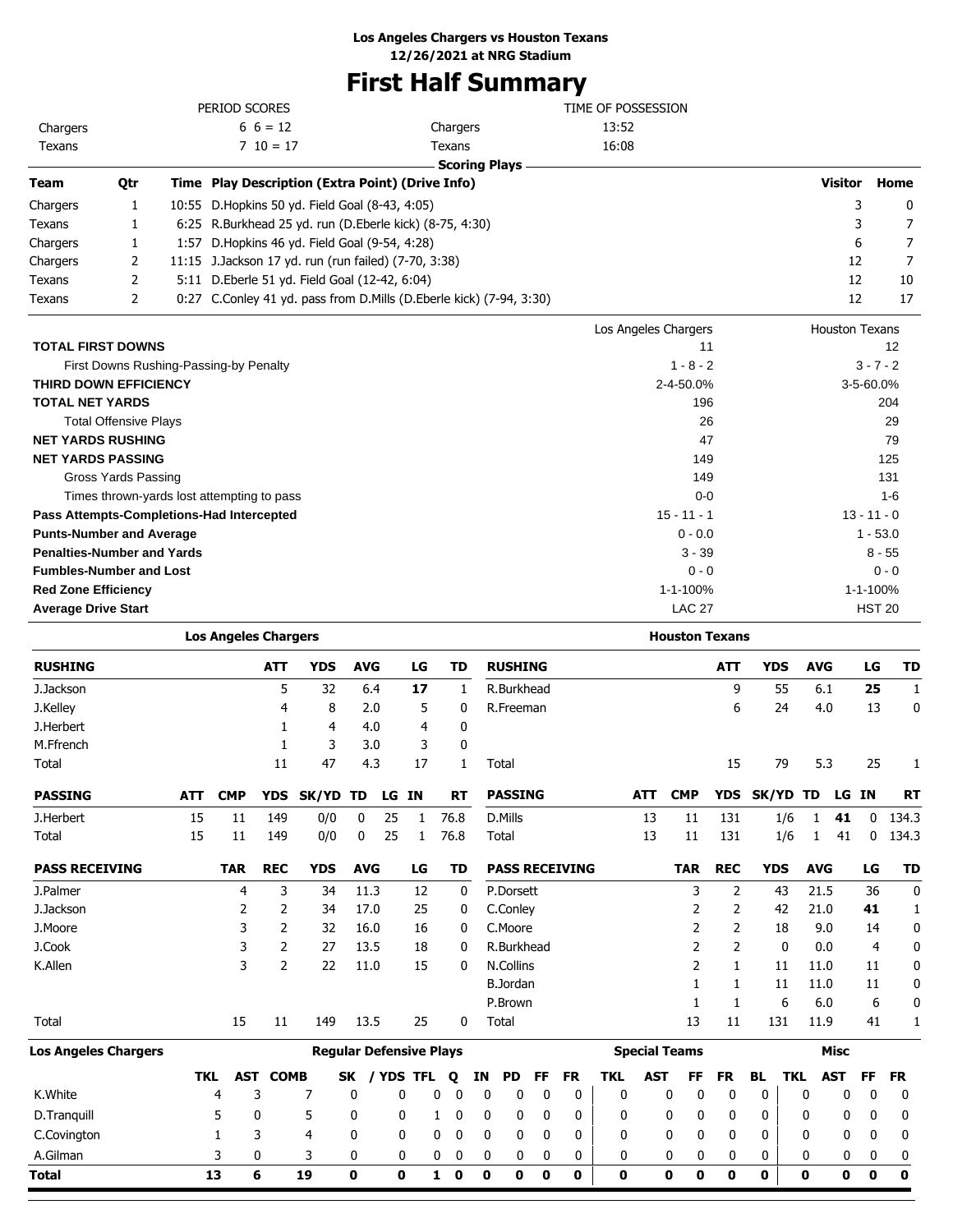**Los Angeles Chargers vs Houston Texans**
**12/26/2021 at NRG Stadium**

# First Half Summary

| PERIOD SCORES | | | | TIME OF POSSESSION |
|---|---|---|---|---|
| Chargers | 6 6 = 12 | | Chargers | 13:52 |
| Texans | 7 10 = 17 | | Texans | 16:08 |

**Scoring Plays**

| Team | Qtr | Time | Play Description (Extra Point) (Drive Info) | Visitor | Home |
|---|---|---|---|---|---|
| Chargers | 1 | 10:55 | D.Hopkins 50 yd. Field Goal (8-43, 4:05) | 3 | 0 |
| Texans | 1 | 6:25 | R.Burkhead 25 yd. run (D.Eberle kick) (8-75, 4:30) | 3 | 7 |
| Chargers | 1 | 1:57 | D.Hopkins 46 yd. Field Goal (9-54, 4:28) | 6 | 7 |
| Chargers | 2 | 11:15 | J.Jackson 17 yd. run (run failed) (7-70, 3:38) | 12 | 7 |
| Texans | 2 | 5:11 | D.Eberle 51 yd. Field Goal (12-42, 6:04) | 12 | 10 |
| Texans | 2 | 0:27 | C.Conley 41 yd. pass from D.Mills (D.Eberle kick) (7-94, 3:30) | 12 | 17 |

| | Los Angeles Chargers | Houston Texans |
|---|---|---|
| **TOTAL FIRST DOWNS** | 11 | 12 |
| First Downs Rushing-Passing-by Penalty | 1 - 8 - 2 | 3 - 7 - 2 |
| **THIRD DOWN EFFICIENCY** | 2-4-50.0% | 3-5-60.0% |
| **TOTAL NET YARDS** | 196 | 204 |
| Total Offensive Plays | 26 | 29 |
| **NET YARDS RUSHING** | 47 | 79 |
| **NET YARDS PASSING** | 149 | 125 |
| Gross Yards Passing | 149 | 131 |
| Times thrown-yards lost attempting to pass | 0-0 | 1-6 |
| **Pass Attempts-Completions-Had Intercepted** | 15 - 11 - 1 | 13 - 11 - 0 |
| **Punts-Number and Average** | 0 - 0.0 | 1 - 53.0 |
| **Penalties-Number and Yards** | 3 - 39 | 8 - 55 |
| **Fumbles-Number and Lost** | 0 - 0 | 0 - 0 |
| **Red Zone Efficiency** | 1-1-100% | 1-1-100% |
| **Average Drive Start** | LAC 27 | HST 20 |

## Los Angeles Chargers

| RUSHING | ATT | YDS | AVG | LG | TD |
|---|---|---|---|---|---|
| J.Jackson | 5 | 32 | 6.4 | **17** | 1 |
| J.Kelley | 4 | 8 | 2.0 | 5 | 0 |
| J.Herbert | 1 | 4 | 4.0 | 4 | 0 |
| M.Ffrench | 1 | 3 | 3.0 | 3 | 0 |
| Total | 11 | 47 | 4.3 | 17 | 1 |

| PASSING | ATT | CMP | YDS | SK/YD | TD | LG | IN | RT |
|---|---|---|---|---|---|---|---|---|
| J.Herbert | 15 | 11 | 149 | 0/0 | 0 | 25 | 1 | 76.8 |
| Total | 15 | 11 | 149 | 0/0 | 0 | 25 | 1 | 76.8 |

| PASS RECEIVING | TAR | REC | YDS | AVG | LG | TD |
|---|---|---|---|---|---|---|
| J.Palmer | 4 | 3 | 34 | 11.3 | 12 | 0 |
| J.Jackson | 2 | 2 | 34 | 17.0 | 25 | 0 |
| J.Moore | 3 | 2 | 32 | 16.0 | 16 | 0 |
| J.Cook | 3 | 2 | 27 | 13.5 | 18 | 0 |
| K.Allen | 3 | 2 | 22 | 11.0 | 15 | 0 |
| Total | 15 | 11 | 149 | 13.5 | 25 | 0 |

## Houston Texans

| RUSHING | ATT | YDS | AVG | LG | TD |
|---|---|---|---|---|---|
| R.Burkhead | 9 | 55 | 6.1 | **25** | 1 |
| R.Freeman | 6 | 24 | 4.0 | 13 | 0 |
| Total | 15 | 79 | 5.3 | 25 | 1 |

| PASSING | ATT | CMP | YDS | SK/YD | TD | LG | IN | RT |
|---|---|---|---|---|---|---|---|---|
| D.Mills | 13 | 11 | 131 | 1/6 | 1 | **41** | 0 | 134.3 |
| Total | 13 | 11 | 131 | 1/6 | 1 | 41 | 0 | 134.3 |

| PASS RECEIVING | TAR | REC | YDS | AVG | LG | TD |
|---|---|---|---|---|---|---|
| P.Dorsett | 3 | 2 | 43 | 21.5 | 36 | 0 |
| C.Conley | 2 | 2 | 42 | 21.0 | **41** | 1 |
| C.Moore | 2 | 2 | 18 | 9.0 | 14 | 0 |
| R.Burkhead | 2 | 2 | 0 | 0.0 | 4 | 0 |
| N.Collins | 2 | 1 | 11 | 11.0 | 11 | 0 |
| B.Jordan | 1 | 1 | 11 | 11.0 | 11 | 0 |
| P.Brown | 1 | 1 | 6 | 6.0 | 6 | 0 |
| Total | 13 | 11 | 131 | 11.9 | 41 | 1 |

## Los Angeles Chargers Defense

| | Regular Defensive Plays | | | | | | | | | | | Special Teams | | | | | Misc | | | |
|---|---|---|---|---|---|---|---|---|---|---|---|---|---|---|---|---|---|---|---|---|
| | TKL | AST | COMB | SK | / YDS | TFL | Q | IN | PD | FF | FR | TKL | AST | FF | FR | BL | TKL | AST | FF | FR |
| K.White | 4 | 3 | 7 | 0 | 0 | 0 | 0 | 0 | 0 | 0 | 0 | 0 | 0 | 0 | 0 | 0 | 0 | 0 | 0 | 0 |
| D.Tranquill | 5 | 0 | 5 | 0 | 0 | 1 | 0 | 0 | 0 | 0 | 0 | 0 | 0 | 0 | 0 | 0 | 0 | 0 | 0 | 0 |
| C.Covington | 1 | 3 | 4 | 0 | 0 | 0 | 0 | 0 | 0 | 0 | 0 | 0 | 0 | 0 | 0 | 0 | 0 | 0 | 0 | 0 |
| A.Gilman | 3 | 0 | 3 | 0 | 0 | 0 | 0 | 0 | 0 | 0 | 0 | 0 | 0 | 0 | 0 | 0 | 0 | 0 | 0 | 0 |
| **Total** | **13** | **6** | **19** | **0** | **0** | **1** | **0** | **0** | **0** | **0** | **0** | **0** | **0** | **0** | **0** | **0** | **0** | **0** | **0** | **0** |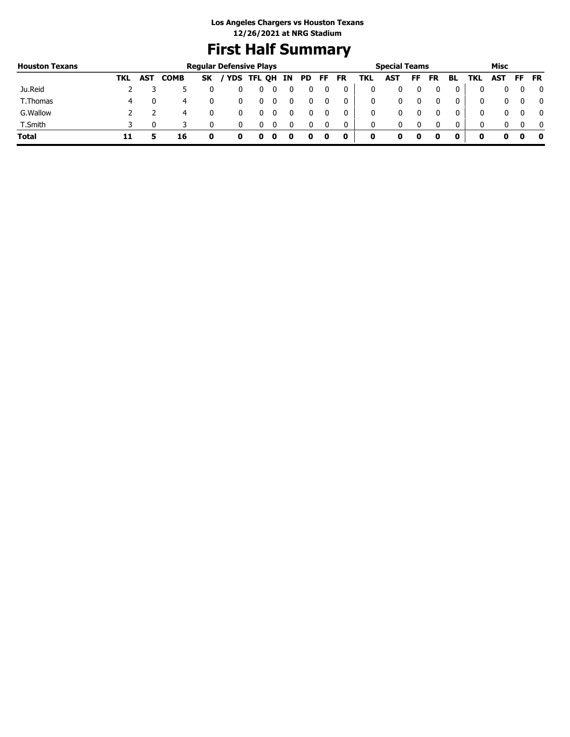**Los Angeles Chargers vs Houston Texans**
**12/26/2021 at NRG Stadium**

# First Half Summary

| Houston Texans | Regular Defensive Plays | | | | | | | | | | | Special Teams | | | | | Misc | | | |
|---|---|---|---|---|---|---|---|---|---|---|---|---|---|---|---|---|---|---|---|---|
| | TKL | AST | COMB | SK | / YDS | TFL | QH | IN | PD | FF | FR | TKL | AST | FF | FR | BL | TKL | AST | FF | FR |
| Ju.Reid | 2 | 3 | 5 | 0 | 0 | 0 | 0 | 0 | 0 | 0 | 0 | 0 | 0 | 0 | 0 | 0 | 0 | 0 | 0 | 0 |
| T.Thomas | 4 | 0 | 4 | 0 | 0 | 0 | 0 | 0 | 0 | 0 | 0 | 0 | 0 | 0 | 0 | 0 | 0 | 0 | 0 | 0 |
| G.Wallow | 2 | 2 | 4 | 0 | 0 | 0 | 0 | 0 | 0 | 0 | 0 | 0 | 0 | 0 | 0 | 0 | 0 | 0 | 0 | 0 |
| T.Smith | 3 | 0 | 3 | 0 | 0 | 0 | 0 | 0 | 0 | 0 | 0 | 0 | 0 | 0 | 0 | 0 | 0 | 0 | 0 | 0 |
| **Total** | **11** | **5** | **16** | **0** | **0** | **0** | **0** | **0** | **0** | **0** | **0** | **0** | **0** | **0** | **0** | **0** | **0** | **0** | **0** | **0** |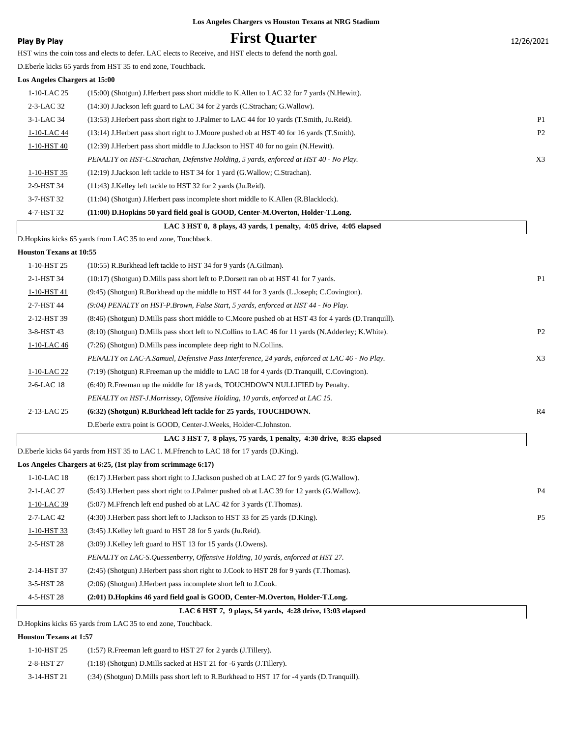**Los Angeles Chargers vs Houston Texans at NRG Stadium**

**Play By Play** 

# First Quarter

12/26/2021

HST wins the coin toss and elects to defer. LAC elects to Receive, and HST elects to defend the north goal.

D.Eberle kicks 65 yards from HST 35 to end zone, Touchback.

**Los Angeles Chargers at 15:00**

| | | |
|---|---|---|
| 1-10-LAC 25 | (15:00) (Shotgun) J.Herbert pass short middle to K.Allen to LAC 32 for 7 yards (N.Hewitt). | |
| 2-3-LAC 32 | (14:30) J.Jackson left guard to LAC 34 for 2 yards (C.Strachan; G.Wallow). | |
| 3-1-LAC 34 | (13:53) J.Herbert pass short right to J.Palmer to LAC 44 for 10 yards (T.Smith, Ju.Reid). | P1 |
| 1-10-LAC 44 | (13:14) J.Herbert pass short right to J.Moore pushed ob at HST 40 for 16 yards (T.Smith). | P2 |
| 1-10-HST 40 | (12:39) J.Herbert pass short middle to J.Jackson to HST 40 for no gain (N.Hewitt). | |
| | *PENALTY on HST-C.Strachan, Defensive Holding, 5 yards, enforced at HST 40 - No Play.* | X3 |
| 1-10-HST 35 | (12:19) J.Jackson left tackle to HST 34 for 1 yard (G.Wallow; C.Strachan). | |
| 2-9-HST 34 | (11:43) J.Kelley left tackle to HST 32 for 2 yards (Ju.Reid). | |
| 3-7-HST 32 | (11:04) (Shotgun) J.Herbert pass incomplete short middle to K.Allen (R.Blacklock). | |
| 4-7-HST 32 | **(11:00) D.Hopkins 50 yard field goal is GOOD, Center-M.Overton, Holder-T.Long.** | |

**LAC 3 HST 0, 8 plays, 43 yards, 1 penalty, 4:05 drive, 4:05 elapsed**

D.Hopkins kicks 65 yards from LAC 35 to end zone, Touchback.

**Houston Texans at 10:55**

| | | |
|---|---|---|
| 1-10-HST 25 | (10:55) R.Burkhead left tackle to HST 34 for 9 yards (A.Gilman). | |
| 2-1-HST 34 | (10:17) (Shotgun) D.Mills pass short left to P.Dorsett ran ob at HST 41 for 7 yards. | P1 |
| 1-10-HST 41 | (9:45) (Shotgun) R.Burkhead up the middle to HST 44 for 3 yards (L.Joseph; C.Covington). | |
| 2-7-HST 44 | *(9:04) PENALTY on HST-P.Brown, False Start, 5 yards, enforced at HST 44 - No Play.* | |
| 2-12-HST 39 | (8:46) (Shotgun) D.Mills pass short middle to C.Moore pushed ob at HST 43 for 4 yards (D.Tranquill). | |
| 3-8-HST 43 | (8:10) (Shotgun) D.Mills pass short left to N.Collins to LAC 46 for 11 yards (N.Adderley; K.White). | P2 |
| 1-10-LAC 46 | (7:26) (Shotgun) D.Mills pass incomplete deep right to N.Collins. | |
| | *PENALTY on LAC-A.Samuel, Defensive Pass Interference, 24 yards, enforced at LAC 46 - No Play.* | X3 |
| 1-10-LAC 22 | (7:19) (Shotgun) R.Freeman up the middle to LAC 18 for 4 yards (D.Tranquill, C.Covington). | |
| 2-6-LAC 18 | (6:40) R.Freeman up the middle for 18 yards, TOUCHDOWN NULLIFIED by Penalty. | |
| | *PENALTY on HST-J.Morrissey, Offensive Holding, 10 yards, enforced at LAC 15.* | |
| 2-13-LAC 25 | **(6:32) (Shotgun) R.Burkhead left tackle for 25 yards, TOUCHDOWN.** | R4 |
| | D.Eberle extra point is GOOD, Center-J.Weeks, Holder-C.Johnston. | |

**LAC 3 HST 7, 8 plays, 75 yards, 1 penalty, 4:30 drive, 8:35 elapsed**

D.Eberle kicks 64 yards from HST 35 to LAC 1. M.Ffrench to LAC 18 for 17 yards (D.King).

**Los Angeles Chargers at 6:25, (1st play from scrimmage 6:17)**

| | | |
|---|---|---|
| 1-10-LAC 18 | (6:17) J.Herbert pass short right to J.Jackson pushed ob at LAC 27 for 9 yards (G.Wallow). | |
| 2-1-LAC 27 | (5:43) J.Herbert pass short right to J.Palmer pushed ob at LAC 39 for 12 yards (G.Wallow). | P4 |
| 1-10-LAC 39 | (5:07) M.Ffrench left end pushed ob at LAC 42 for 3 yards (T.Thomas). | |
| 2-7-LAC 42 | (4:30) J.Herbert pass short left to J.Jackson to HST 33 for 25 yards (D.King). | P5 |
| 1-10-HST 33 | (3:45) J.Kelley left guard to HST 28 for 5 yards (Ju.Reid). | |
| 2-5-HST 28 | (3:09) J.Kelley left guard to HST 13 for 15 yards (J.Owens). | |
| | *PENALTY on LAC-S.Quessenberry, Offensive Holding, 10 yards, enforced at HST 27.* | |
| 2-14-HST 37 | (2:45) (Shotgun) J.Herbert pass short right to J.Cook to HST 28 for 9 yards (T.Thomas). | |
| 3-5-HST 28 | (2:06) (Shotgun) J.Herbert pass incomplete short left to J.Cook. | |
| 4-5-HST 28 | **(2:01) D.Hopkins 46 yard field goal is GOOD, Center-M.Overton, Holder-T.Long.** | |

**LAC 6 HST 7, 9 plays, 54 yards, 4:28 drive, 13:03 elapsed**

D.Hopkins kicks 65 yards from LAC 35 to end zone, Touchback.

**Houston Texans at 1:57**

| | | |
|---|---|---|
| 1-10-HST 25 | (1:57) R.Freeman left guard to HST 27 for 2 yards (J.Tillery). | |
| 2-8-HST 27 | (1:18) (Shotgun) D.Mills sacked at HST 21 for -6 yards (J.Tillery). | |
| 3-14-HST 21 | (:34) (Shotgun) D.Mills pass short left to R.Burkhead to HST 17 for -4 yards (D.Tranquill). | |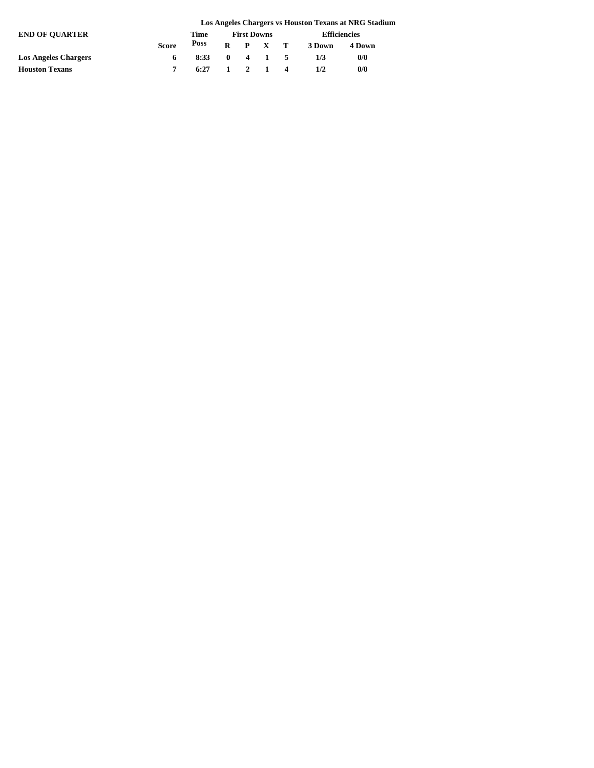**Los Angeles Chargers vs Houston Texans at NRG Stadium**

| END OF QUARTER | Score | Time Poss | First Downs | | | | Efficiencies | |
|---|---|---|---|---|---|---|---|---|
| | | | R | P | X | T | 3 Down | 4 Down |
| **Los Angeles Chargers** | 6 | 8:33 | 0 | 4 | 1 | 5 | 1/3 | 0/0 |
| **Houston Texans** | 7 | 6:27 | 1 | 2 | 1 | 4 | 1/2 | 0/0 |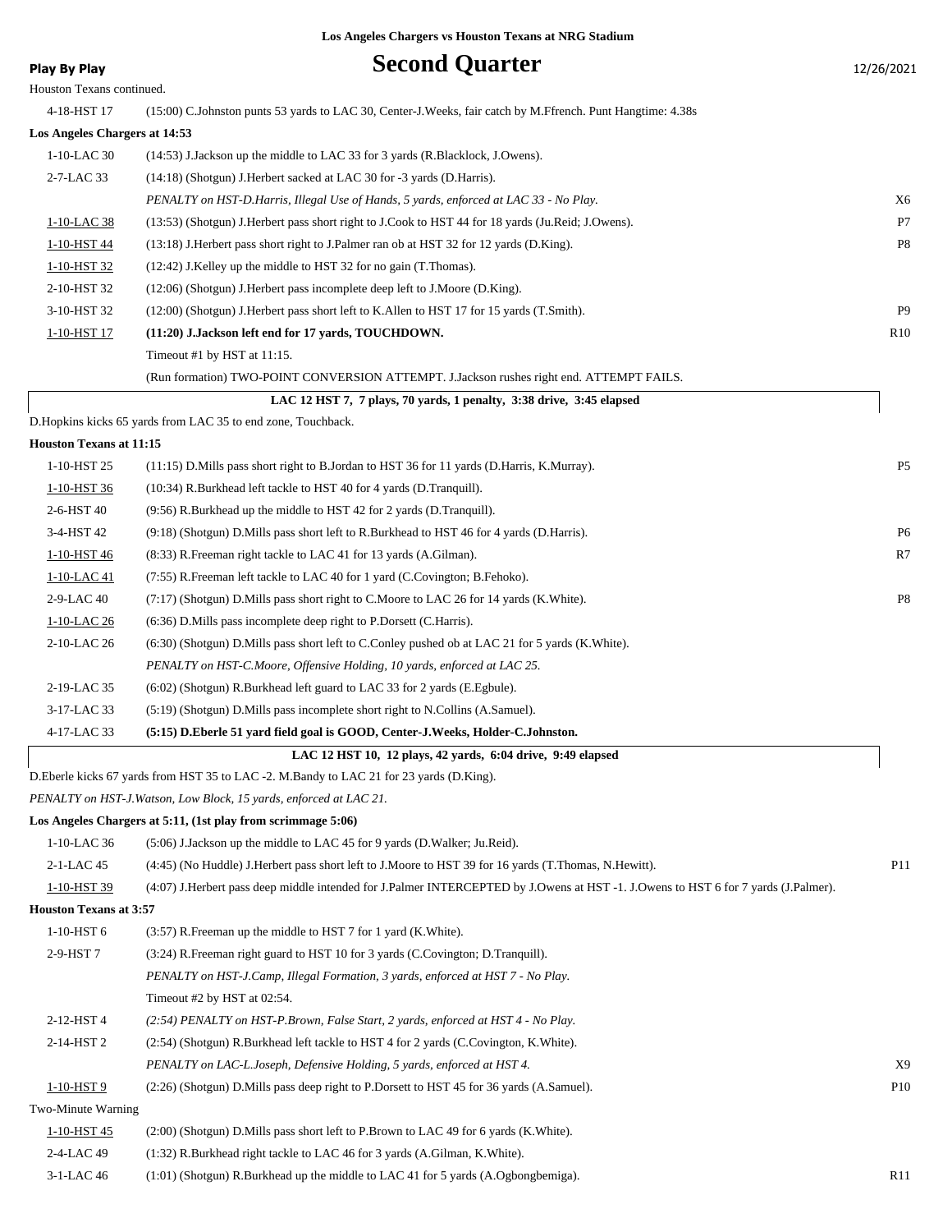**Los Angeles Chargers vs Houston Texans at NRG Stadium**

# Second Quarter

**Play By Play** 12/26/2021

Houston Texans continued.

| Down | Play | |
|---|---|---|
| 4-18-HST 17 | (15:00) C.Johnston punts 53 yards to LAC 30, Center-J.Weeks, fair catch by M.Ffrench. Punt Hangtime: 4.38s | |
| **Los Angeles Chargers at 14:53** | | |
| 1-10-LAC 30 | (14:53) J.Jackson up the middle to LAC 33 for 3 yards (R.Blacklock, J.Owens). | |
| 2-7-LAC 33 | (14:18) (Shotgun) J.Herbert sacked at LAC 30 for -3 yards (D.Harris). | |
| | *PENALTY on HST-D.Harris, Illegal Use of Hands, 5 yards, enforced at LAC 33 - No Play.* | X6 |
| 1-10-LAC 38 | (13:53) (Shotgun) J.Herbert pass short right to J.Cook to HST 44 for 18 yards (Ju.Reid; J.Owens). | P7 |
| 1-10-HST 44 | (13:18) J.Herbert pass short right to J.Palmer ran ob at HST 32 for 12 yards (D.King). | P8 |
| 1-10-HST 32 | (12:42) J.Kelley up the middle to HST 32 for no gain (T.Thomas). | |
| 2-10-HST 32 | (12:06) (Shotgun) J.Herbert pass incomplete deep left to J.Moore (D.King). | |
| 3-10-HST 32 | (12:00) (Shotgun) J.Herbert pass short left to K.Allen to HST 17 for 15 yards (T.Smith). | P9 |
| 1-10-HST 17 | **(11:20) J.Jackson left end for 17 yards, TOUCHDOWN.** | R10 |
| | Timeout #1 by HST at 11:15. | |
| | (Run formation) TWO-POINT CONVERSION ATTEMPT. J.Jackson rushes right end. ATTEMPT FAILS. | |
| | **LAC 12 HST 7, 7 plays, 70 yards, 1 penalty, 3:38 drive, 3:45 elapsed** | |
| | D.Hopkins kicks 65 yards from LAC 35 to end zone, Touchback. | |
| **Houston Texans at 11:15** | | |
| 1-10-HST 25 | (11:15) D.Mills pass short right to B.Jordan to HST 36 for 11 yards (D.Harris, K.Murray). | P5 |
| 1-10-HST 36 | (10:34) R.Burkhead left tackle to HST 40 for 4 yards (D.Tranquill). | |
| 2-6-HST 40 | (9:56) R.Burkhead up the middle to HST 42 for 2 yards (D.Tranquill). | |
| 3-4-HST 42 | (9:18) (Shotgun) D.Mills pass short left to R.Burkhead to HST 46 for 4 yards (D.Harris). | P6 |
| 1-10-HST 46 | (8:33) R.Freeman right tackle to LAC 41 for 13 yards (A.Gilman). | R7 |
| 1-10-LAC 41 | (7:55) R.Freeman left tackle to LAC 40 for 1 yard (C.Covington; B.Fehoko). | |
| 2-9-LAC 40 | (7:17) (Shotgun) D.Mills pass short right to C.Moore to LAC 26 for 14 yards (K.White). | P8 |
| 1-10-LAC 26 | (6:36) D.Mills pass incomplete deep right to P.Dorsett (C.Harris). | |
| 2-10-LAC 26 | (6:30) (Shotgun) D.Mills pass short left to C.Conley pushed ob at LAC 21 for 5 yards (K.White). | |
| | *PENALTY on HST-C.Moore, Offensive Holding, 10 yards, enforced at LAC 25.* | |
| 2-19-LAC 35 | (6:02) (Shotgun) R.Burkhead left guard to LAC 33 for 2 yards (E.Egbule). | |
| 3-17-LAC 33 | (5:19) (Shotgun) D.Mills pass incomplete short right to N.Collins (A.Samuel). | |
| 4-17-LAC 33 | **(5:15) D.Eberle 51 yard field goal is GOOD, Center-J.Weeks, Holder-C.Johnston.** | |
| | **LAC 12 HST 10, 12 plays, 42 yards, 6:04 drive, 9:49 elapsed** | |
| | D.Eberle kicks 67 yards from HST 35 to LAC -2. M.Bandy to LAC 21 for 23 yards (D.King). | |
| | *PENALTY on HST-J.Watson, Low Block, 15 yards, enforced at LAC 21.* | |
| **Los Angeles Chargers at 5:11, (1st play from scrimmage 5:06)** | | |
| 1-10-LAC 36 | (5:06) J.Jackson up the middle to LAC 45 for 9 yards (D.Walker; Ju.Reid). | |
| 2-1-LAC 45 | (4:45) (No Huddle) J.Herbert pass short left to J.Moore to HST 39 for 16 yards (T.Thomas, N.Hewitt). | P11 |
| 1-10-HST 39 | (4:07) J.Herbert pass deep middle intended for J.Palmer INTERCEPTED by J.Owens at HST -1. J.Owens to HST 6 for 7 yards (J.Palmer). | |
| **Houston Texans at 3:57** | | |
| 1-10-HST 6 | (3:57) R.Freeman up the middle to HST 7 for 1 yard (K.White). | |
| 2-9-HST 7 | (3:24) R.Freeman right guard to HST 10 for 3 yards (C.Covington; D.Tranquill). | |
| | *PENALTY on HST-J.Camp, Illegal Formation, 3 yards, enforced at HST 7 - No Play.* | |
| | Timeout #2 by HST at 02:54. | |
| 2-12-HST 4 | *(2:54) PENALTY on HST-P.Brown, False Start, 2 yards, enforced at HST 4 - No Play.* | |
| 2-14-HST 2 | (2:54) (Shotgun) R.Burkhead left tackle to HST 4 for 2 yards (C.Covington, K.White). | |
| | *PENALTY on LAC-L.Joseph, Defensive Holding, 5 yards, enforced at HST 4.* | X9 |
| 1-10-HST 9 | (2:26) (Shotgun) D.Mills pass deep right to P.Dorsett to HST 45 for 36 yards (A.Samuel). | P10 |
| Two-Minute Warning | | |
| 1-10-HST 45 | (2:00) (Shotgun) D.Mills pass short left to P.Brown to LAC 49 for 6 yards (K.White). | |
| 2-4-LAC 49 | (1:32) R.Burkhead right tackle to LAC 46 for 3 yards (A.Gilman, K.White). | |
| 3-1-LAC 46 | (1:01) (Shotgun) R.Burkhead up the middle to LAC 41 for 5 yards (A.Ogbongbemiga). | R11 |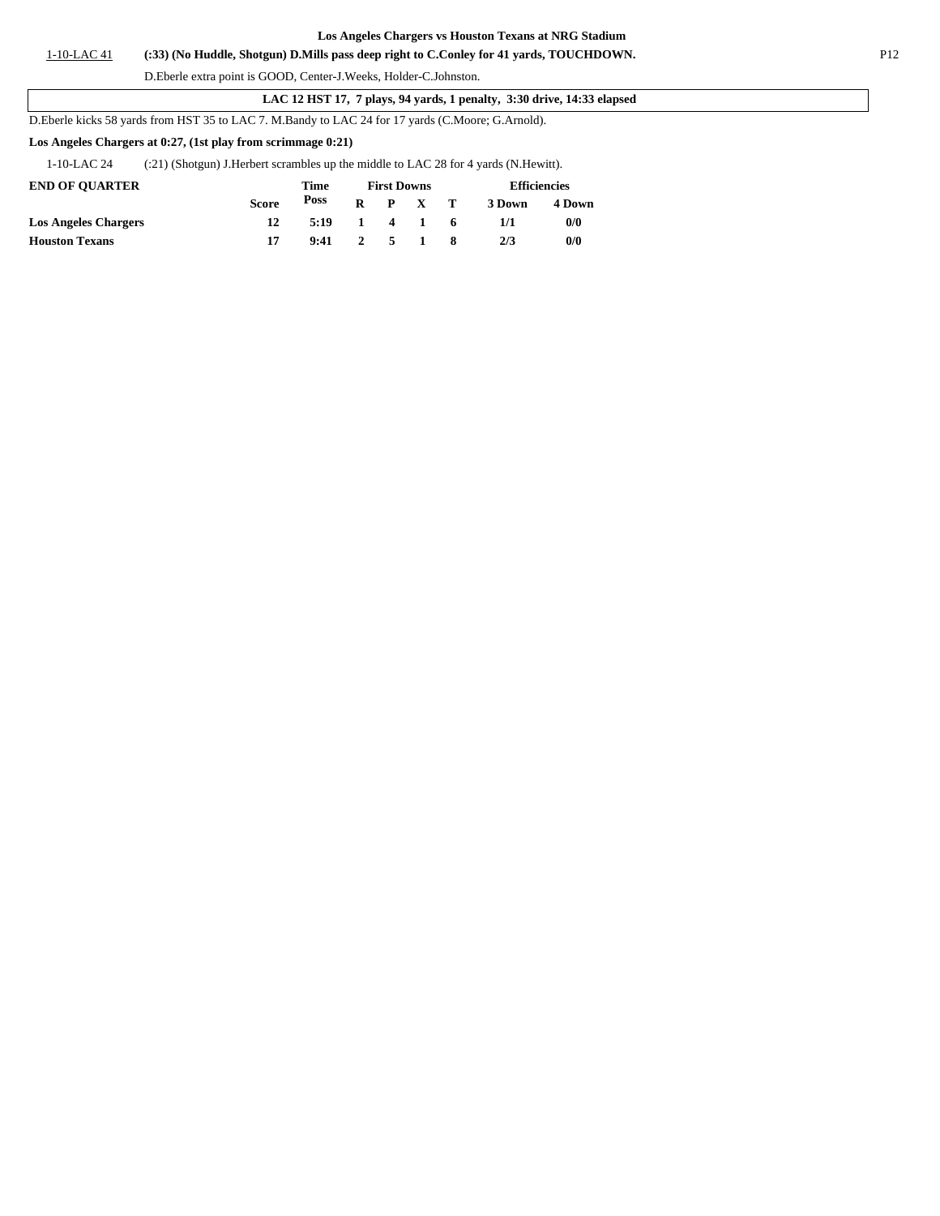**Los Angeles Chargers vs Houston Texans at NRG Stadium**

1-10-LAC 41 **(:33) (No Huddle, Shotgun) D.Mills pass deep right to C.Conley for 41 yards, TOUCHDOWN.**

D.Eberle extra point is GOOD, Center-J.Weeks, Holder-C.Johnston.

**LAC 12 HST 17, 7 plays, 94 yards, 1 penalty, 3:30 drive, 14:33 elapsed**

D.Eberle kicks 58 yards from HST 35 to LAC 7. M.Bandy to LAC 24 for 17 yards (C.Moore; G.Arnold).

**Los Angeles Chargers at 0:27, (1st play from scrimmage 0:21)**

1-10-LAC 24 (:21) (Shotgun) J.Herbert scrambles up the middle to LAC 28 for 4 yards (N.Hewitt).

| END OF QUARTER | Score | Time Poss | First Downs R | P | X | T | Efficiencies 3 Down | 4 Down |
|---|---|---|---|---|---|---|---|---|
| Los Angeles Chargers | 12 | 5:19 | 1 | 4 | 1 | 6 | 1/1 | 0/0 |
| Houston Texans | 17 | 9:41 | 2 | 5 | 1 | 8 | 2/3 | 0/0 |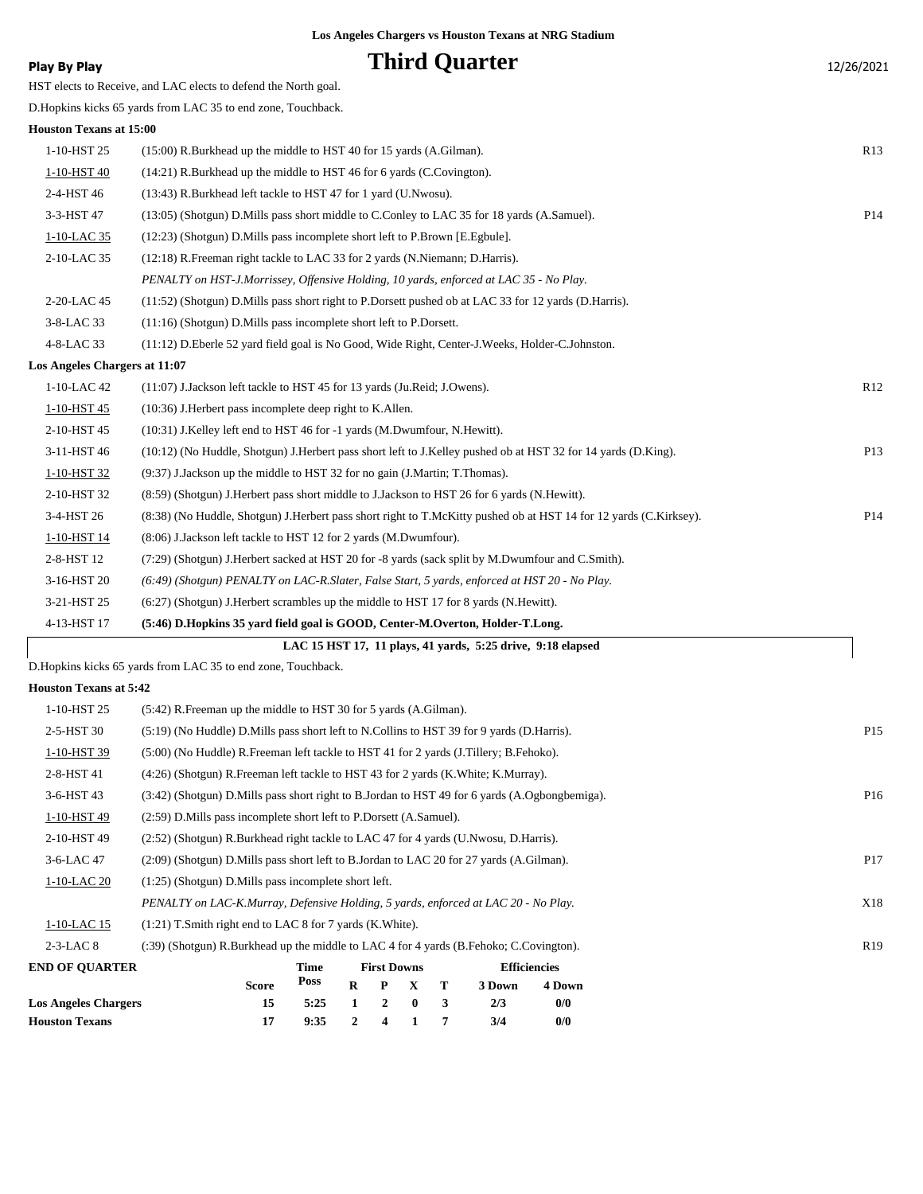Los Angeles Chargers vs Houston Texans at NRG Stadium

**Play By Play**

# Third Quarter

12/26/2021

HST elects to Receive, and LAC elects to defend the North goal.

D.Hopkins kicks 65 yards from LAC 35 to end zone, Touchback.

**Houston Texans at 15:00**

| Down | Play | |
|---|---|---|
| 1-10-HST 25 | (15:00) R.Burkhead up the middle to HST 40 for 15 yards (A.Gilman). | R13 |
| 1-10-HST 40 | (14:21) R.Burkhead up the middle to HST 46 for 6 yards (C.Covington). | |
| 2-4-HST 46 | (13:43) R.Burkhead left tackle to HST 47 for 1 yard (U.Nwosu). | |
| 3-3-HST 47 | (13:05) (Shotgun) D.Mills pass short middle to C.Conley to LAC 35 for 18 yards (A.Samuel). | P14 |
| 1-10-LAC 35 | (12:23) (Shotgun) D.Mills pass incomplete short left to P.Brown [E.Egbule]. | |
| 2-10-LAC 35 | (12:18) R.Freeman right tackle to LAC 33 for 2 yards (N.Niemann; D.Harris). | |
| | *PENALTY on HST-J.Morrissey, Offensive Holding, 10 yards, enforced at LAC 35 - No Play.* | |
| 2-20-LAC 45 | (11:52) (Shotgun) D.Mills pass short right to P.Dorsett pushed ob at LAC 33 for 12 yards (D.Harris). | |
| 3-8-LAC 33 | (11:16) (Shotgun) D.Mills pass incomplete short left to P.Dorsett. | |
| 4-8-LAC 33 | (11:12) D.Eberle 52 yard field goal is No Good, Wide Right, Center-J.Weeks, Holder-C.Johnston. | |

**Los Angeles Chargers at 11:07**

| Down | Play | |
|---|---|---|
| 1-10-LAC 42 | (11:07) J.Jackson left tackle to HST 45 for 13 yards (Ju.Reid; J.Owens). | R12 |
| 1-10-HST 45 | (10:36) J.Herbert pass incomplete deep right to K.Allen. | |
| 2-10-HST 45 | (10:31) J.Kelley left end to HST 46 for -1 yards (M.Dwumfour, N.Hewitt). | |
| 3-11-HST 46 | (10:12) (No Huddle, Shotgun) J.Herbert pass short left to J.Kelley pushed ob at HST 32 for 14 yards (D.King). | P13 |
| 1-10-HST 32 | (9:37) J.Jackson up the middle to HST 32 for no gain (J.Martin; T.Thomas). | |
| 2-10-HST 32 | (8:59) (Shotgun) J.Herbert pass short middle to J.Jackson to HST 26 for 6 yards (N.Hewitt). | |
| 3-4-HST 26 | (8:38) (No Huddle, Shotgun) J.Herbert pass short right to T.McKitty pushed ob at HST 14 for 12 yards (C.Kirksey). | P14 |
| 1-10-HST 14 | (8:06) J.Jackson left tackle to HST 12 for 2 yards (M.Dwumfour). | |
| 2-8-HST 12 | (7:29) (Shotgun) J.Herbert sacked at HST 20 for -8 yards (sack split by M.Dwumfour and C.Smith). | |
| 3-16-HST 20 | *(6:49) (Shotgun) PENALTY on LAC-R.Slater, False Start, 5 yards, enforced at HST 20 - No Play.* | |
| 3-21-HST 25 | (6:27) (Shotgun) J.Herbert scrambles up the middle to HST 17 for 8 yards (N.Hewitt). | |
| 4-13-HST 17 | **(5:46) D.Hopkins 35 yard field goal is GOOD, Center-M.Overton, Holder-T.Long.** | |

**LAC 15 HST 17, 11 plays, 41 yards, 5:25 drive, 9:18 elapsed**

D.Hopkins kicks 65 yards from LAC 35 to end zone, Touchback.

**Houston Texans at 5:42**

| Down | Play | |
|---|---|---|
| 1-10-HST 25 | (5:42) R.Freeman up the middle to HST 30 for 5 yards (A.Gilman). | |
| 2-5-HST 30 | (5:19) (No Huddle) D.Mills pass short left to N.Collins to HST 39 for 9 yards (D.Harris). | P15 |
| 1-10-HST 39 | (5:00) (No Huddle) R.Freeman left tackle to HST 41 for 2 yards (J.Tillery; B.Fehoko). | |
| 2-8-HST 41 | (4:26) (Shotgun) R.Freeman left tackle to HST 43 for 2 yards (K.White; K.Murray). | |
| 3-6-HST 43 | (3:42) (Shotgun) D.Mills pass short right to B.Jordan to HST 49 for 6 yards (A.Ogbongbemiga). | P16 |
| 1-10-HST 49 | (2:59) D.Mills pass incomplete short left to P.Dorsett (A.Samuel). | |
| 2-10-HST 49 | (2:52) (Shotgun) R.Burkhead right tackle to LAC 47 for 4 yards (U.Nwosu, D.Harris). | |
| 3-6-LAC 47 | (2:09) (Shotgun) D.Mills pass short left to B.Jordan to LAC 20 for 27 yards (A.Gilman). | P17 |
| 1-10-LAC 20 | (1:25) (Shotgun) D.Mills pass incomplete short left. | |
| | *PENALTY on LAC-K.Murray, Defensive Holding, 5 yards, enforced at LAC 20 - No Play.* | X18 |
| 1-10-LAC 15 | (1:21) T.Smith right end to LAC 8 for 7 yards (K.White). | |
| 2-3-LAC 8 | (:39) (Shotgun) R.Burkhead up the middle to LAC 4 for 4 yards (B.Fehoko; C.Covington). | R19 |

| END OF QUARTER | Score | Time Poss | First Downs R | P | X | T | Efficiencies 3 Down | 4 Down |
|---|---|---|---|---|---|---|---|---|
| Los Angeles Chargers | 15 | 5:25 | 1 | 2 | 0 | 3 | 2/3 | 0/0 |
| Houston Texans | 17 | 9:35 | 2 | 4 | 1 | 7 | 3/4 | 0/0 |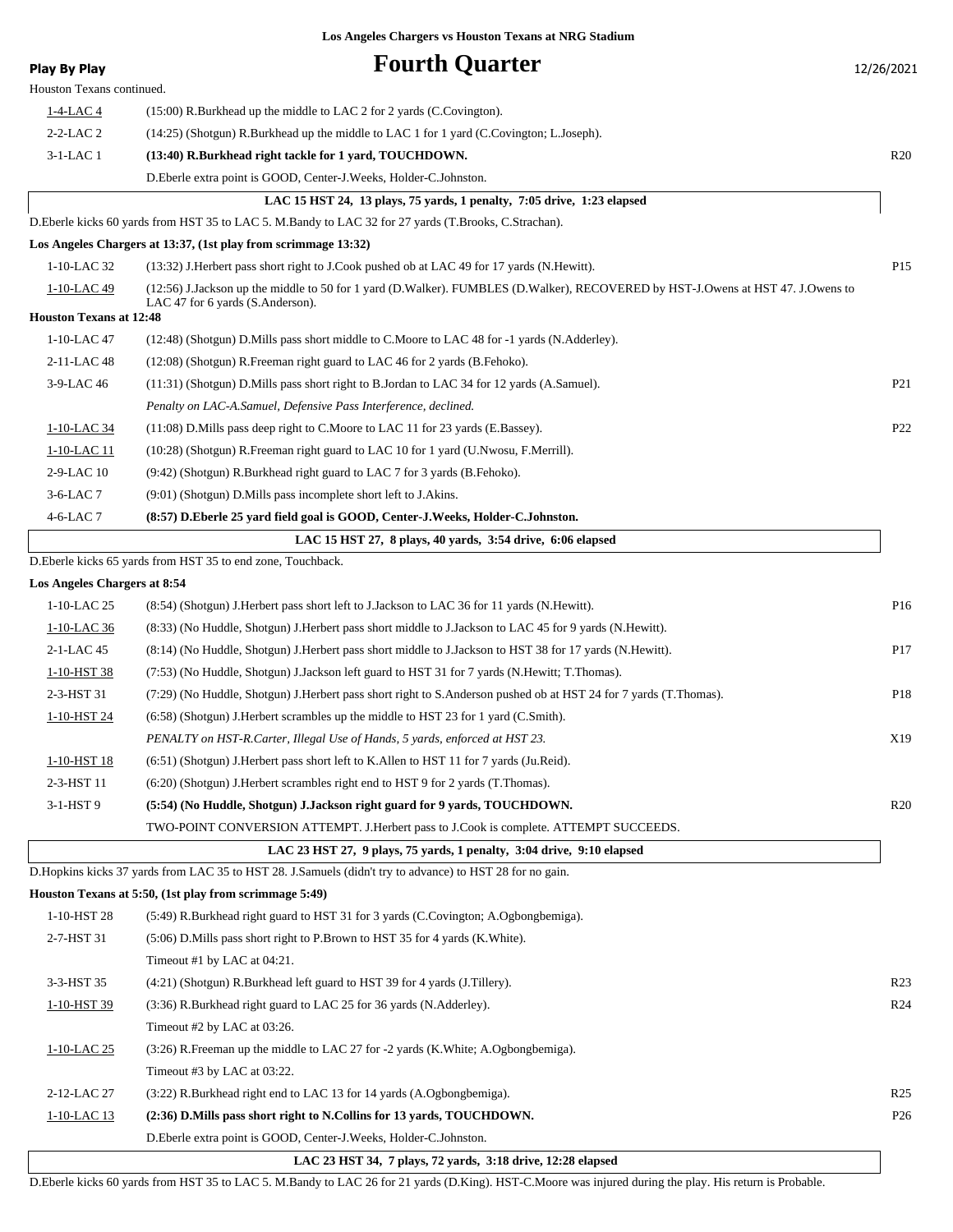Los Angeles Chargers vs Houston Texans at NRG Stadium

**Play By Play**

# Fourth Quarter

12/26/2021

Houston Texans continued.

| | | |
|---|---|---|
| 1-4-LAC 4 | (15:00) R.Burkhead up the middle to LAC 2 for 2 yards (C.Covington). | |
| 2-2-LAC 2 | (14:25) (Shotgun) R.Burkhead up the middle to LAC 1 for 1 yard (C.Covington; L.Joseph). | |
| 3-1-LAC 1 | **(13:40) R.Burkhead right tackle for 1 yard, TOUCHDOWN.** | R20 |
| | D.Eberle extra point is GOOD, Center-J.Weeks, Holder-C.Johnston. | |

**LAC 15 HST 24, 13 plays, 75 yards, 1 penalty, 7:05 drive, 1:23 elapsed**

D.Eberle kicks 60 yards from HST 35 to LAC 5. M.Bandy to LAC 32 for 27 yards (T.Brooks, C.Strachan).

**Los Angeles Chargers at 13:37, (1st play from scrimmage 13:32)**

| | | |
|---|---|---|
| 1-10-LAC 32 | (13:32) J.Herbert pass short right to J.Cook pushed ob at LAC 49 for 17 yards (N.Hewitt). | P15 |
| 1-10-LAC 49 | (12:56) J.Jackson up the middle to 50 for 1 yard (D.Walker). FUMBLES (D.Walker), RECOVERED by HST-J.Owens at HST 47. J.Owens to LAC 47 for 6 yards (S.Anderson). | |

**Houston Texans at 12:48**

| | | |
|---|---|---|
| 1-10-LAC 47 | (12:48) (Shotgun) D.Mills pass short middle to C.Moore to LAC 48 for -1 yards (N.Adderley). | |
| 2-11-LAC 48 | (12:08) (Shotgun) R.Freeman right guard to LAC 46 for 2 yards (B.Fehoko). | |
| 3-9-LAC 46 | (11:31) (Shotgun) D.Mills pass short right to B.Jordan to LAC 34 for 12 yards (A.Samuel). | P21 |
| | *Penalty on LAC-A.Samuel, Defensive Pass Interference, declined.* | |
| 1-10-LAC 34 | (11:08) D.Mills pass deep right to C.Moore to LAC 11 for 23 yards (E.Bassey). | P22 |
| 1-10-LAC 11 | (10:28) (Shotgun) R.Freeman right guard to LAC 10 for 1 yard (U.Nwosu, F.Merrill). | |
| 2-9-LAC 10 | (9:42) (Shotgun) R.Burkhead right guard to LAC 7 for 3 yards (B.Fehoko). | |
| 3-6-LAC 7 | (9:01) (Shotgun) D.Mills pass incomplete short left to J.Akins. | |
| 4-6-LAC 7 | **(8:57) D.Eberle 25 yard field goal is GOOD, Center-J.Weeks, Holder-C.Johnston.** | |

**LAC 15 HST 27, 8 plays, 40 yards, 3:54 drive, 6:06 elapsed**

D.Eberle kicks 65 yards from HST 35 to end zone, Touchback.

**Los Angeles Chargers at 8:54**

| | | |
|---|---|---|
| 1-10-LAC 25 | (8:54) (Shotgun) J.Herbert pass short left to J.Jackson to LAC 36 for 11 yards (N.Hewitt). | P16 |
| 1-10-LAC 36 | (8:33) (No Huddle, Shotgun) J.Herbert pass short middle to J.Jackson to LAC 45 for 9 yards (N.Hewitt). | |
| 2-1-LAC 45 | (8:14) (No Huddle, Shotgun) J.Herbert pass short middle to J.Jackson to HST 38 for 17 yards (N.Hewitt). | P17 |
| 1-10-HST 38 | (7:53) (No Huddle, Shotgun) J.Jackson left guard to HST 31 for 7 yards (N.Hewitt; T.Thomas). | |
| 2-3-HST 31 | (7:29) (No Huddle, Shotgun) J.Herbert pass short right to S.Anderson pushed ob at HST 24 for 7 yards (T.Thomas). | P18 |
| 1-10-HST 24 | (6:58) (Shotgun) J.Herbert scrambles up the middle to HST 23 for 1 yard (C.Smith). | |
| | *PENALTY on HST-R.Carter, Illegal Use of Hands, 5 yards, enforced at HST 23.* | X19 |
| 1-10-HST 18 | (6:51) (Shotgun) J.Herbert pass short left to K.Allen to HST 11 for 7 yards (Ju.Reid). | |
| 2-3-HST 11 | (6:20) (Shotgun) J.Herbert scrambles right end to HST 9 for 2 yards (T.Thomas). | |
| 3-1-HST 9 | **(5:54) (No Huddle, Shotgun) J.Jackson right guard for 9 yards, TOUCHDOWN.** | R20 |
| | TWO-POINT CONVERSION ATTEMPT. J.Herbert pass to J.Cook is complete. ATTEMPT SUCCEEDS. | |

**LAC 23 HST 27, 9 plays, 75 yards, 1 penalty, 3:04 drive, 9:10 elapsed**

D.Hopkins kicks 37 yards from LAC 35 to HST 28. J.Samuels (didn't try to advance) to HST 28 for no gain.

**Houston Texans at 5:50, (1st play from scrimmage 5:49)**

| | | |
|---|---|---|
| 1-10-HST 28 | (5:49) R.Burkhead right guard to HST 31 for 3 yards (C.Covington; A.Ogbongbemiga). | |
| 2-7-HST 31 | (5:06) D.Mills pass short right to P.Brown to HST 35 for 4 yards (K.White). | |
| | Timeout #1 by LAC at 04:21. | |
| 3-3-HST 35 | (4:21) (Shotgun) R.Burkhead left guard to HST 39 for 4 yards (J.Tillery). | R23 |
| 1-10-HST 39 | (3:36) R.Burkhead right guard to LAC 25 for 36 yards (N.Adderley). | R24 |
| | Timeout #2 by LAC at 03:26. | |
| 1-10-LAC 25 | (3:26) R.Freeman up the middle to LAC 27 for -2 yards (K.White; A.Ogbongbemiga). | |
| | Timeout #3 by LAC at 03:22. | |
| 2-12-LAC 27 | (3:22) R.Burkhead right end to LAC 13 for 14 yards (A.Ogbongbemiga). | R25 |
| 1-10-LAC 13 | **(2:36) D.Mills pass short right to N.Collins for 13 yards, TOUCHDOWN.** | P26 |
| | D.Eberle extra point is GOOD, Center-J.Weeks, Holder-C.Johnston. | |

**LAC 23 HST 34, 7 plays, 72 yards, 3:18 drive, 12:28 elapsed**

D.Eberle kicks 60 yards from HST 35 to LAC 5. M.Bandy to LAC 26 for 21 yards (D.King). HST-C.Moore was injured during the play. His return is Probable.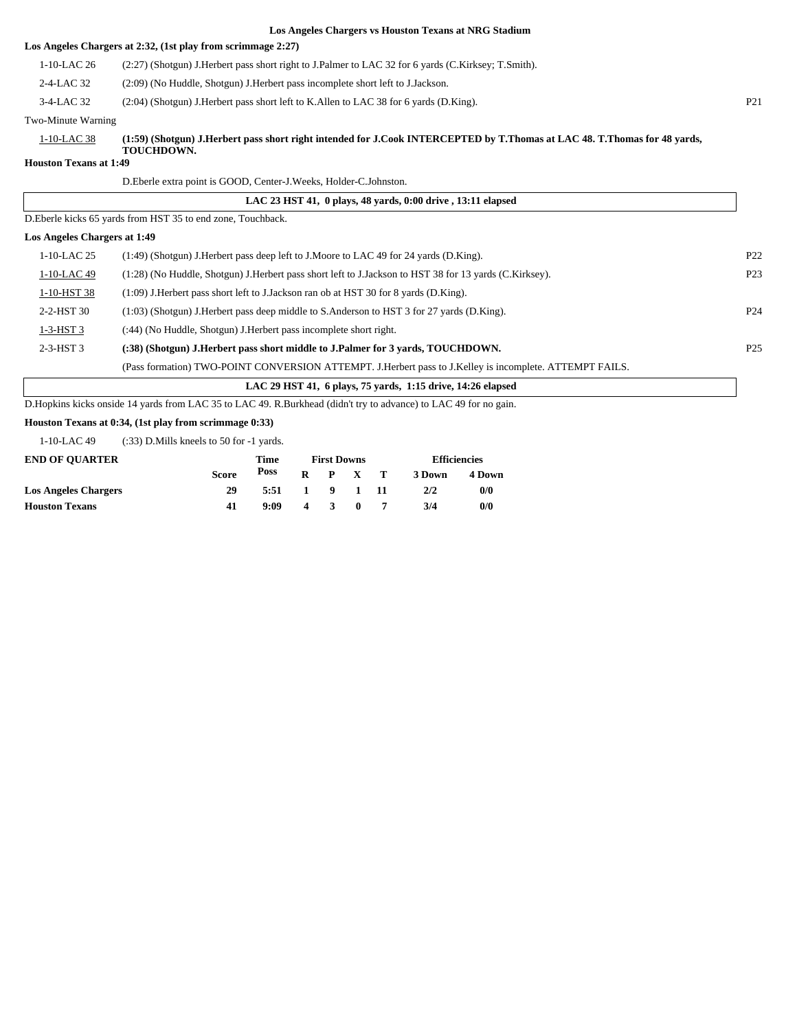**Los Angeles Chargers vs Houston Texans at NRG Stadium**

**Los Angeles Chargers at 2:32, (1st play from scrimmage 2:27)**

| | | |
|---|---|---|
| 1-10-LAC 26 | (2:27) (Shotgun) J.Herbert pass short right to J.Palmer to LAC 32 for 6 yards (C.Kirksey; T.Smith). | |
| 2-4-LAC 32 | (2:09) (No Huddle, Shotgun) J.Herbert pass incomplete short left to J.Jackson. | |
| 3-4-LAC 32 | (2:04) (Shotgun) J.Herbert pass short left to K.Allen to LAC 38 for 6 yards (D.King). | P21 |

Two-Minute Warning

| | | |
|---|---|---|
| 1-10-LAC 38 | **(1:59) (Shotgun) J.Herbert pass short right intended for J.Cook INTERCEPTED by T.Thomas at LAC 48. T.Thomas for 48 yards, TOUCHDOWN.** | |

**Houston Texans at 1:49**

D.Eberle extra point is GOOD, Center-J.Weeks, Holder-C.Johnston.

**LAC 23 HST 41, 0 plays, 48 yards, 0:00 drive , 13:11 elapsed**

D.Eberle kicks 65 yards from HST 35 to end zone, Touchback.

**Los Angeles Chargers at 1:49**

| | | |
|---|---|---|
| 1-10-LAC 25 | (1:49) (Shotgun) J.Herbert pass deep left to J.Moore to LAC 49 for 24 yards (D.King). | P22 |
| 1-10-LAC 49 | (1:28) (No Huddle, Shotgun) J.Herbert pass short left to J.Jackson to HST 38 for 13 yards (C.Kirksey). | P23 |
| 1-10-HST 38 | (1:09) J.Herbert pass short left to J.Jackson ran ob at HST 30 for 8 yards (D.King). | |
| 2-2-HST 30 | (1:03) (Shotgun) J.Herbert pass deep middle to S.Anderson to HST 3 for 27 yards (D.King). | P24 |
| 1-3-HST 3 | (:44) (No Huddle, Shotgun) J.Herbert pass incomplete short right. | |
| 2-3-HST 3 | **(:38) (Shotgun) J.Herbert pass short middle to J.Palmer for 3 yards, TOUCHDOWN.** | P25 |
| | (Pass formation) TWO-POINT CONVERSION ATTEMPT. J.Herbert pass to J.Kelley is incomplete. ATTEMPT FAILS. | |

**LAC 29 HST 41, 6 plays, 75 yards, 1:15 drive, 14:26 elapsed**

D.Hopkins kicks onside 14 yards from LAC 35 to LAC 49. R.Burkhead (didn't try to advance) to LAC 49 for no gain.

**Houston Texans at 0:34, (1st play from scrimmage 0:33)**

| | |
|---|---|
| 1-10-LAC 49 | (:33) D.Mills kneels to 50 for -1 yards. |

| END OF QUARTER | Score | Time Poss | First Downs R | P | X | T | Efficiencies 3 Down | 4 Down |
|---|---|---|---|---|---|---|---|---|
| **Los Angeles Chargers** | 29 | 5:51 | 1 | 9 | 1 | 11 | 2/2 | 0/0 |
| **Houston Texans** | 41 | 9:09 | 4 | 3 | 0 | 7 | 3/4 | 0/0 |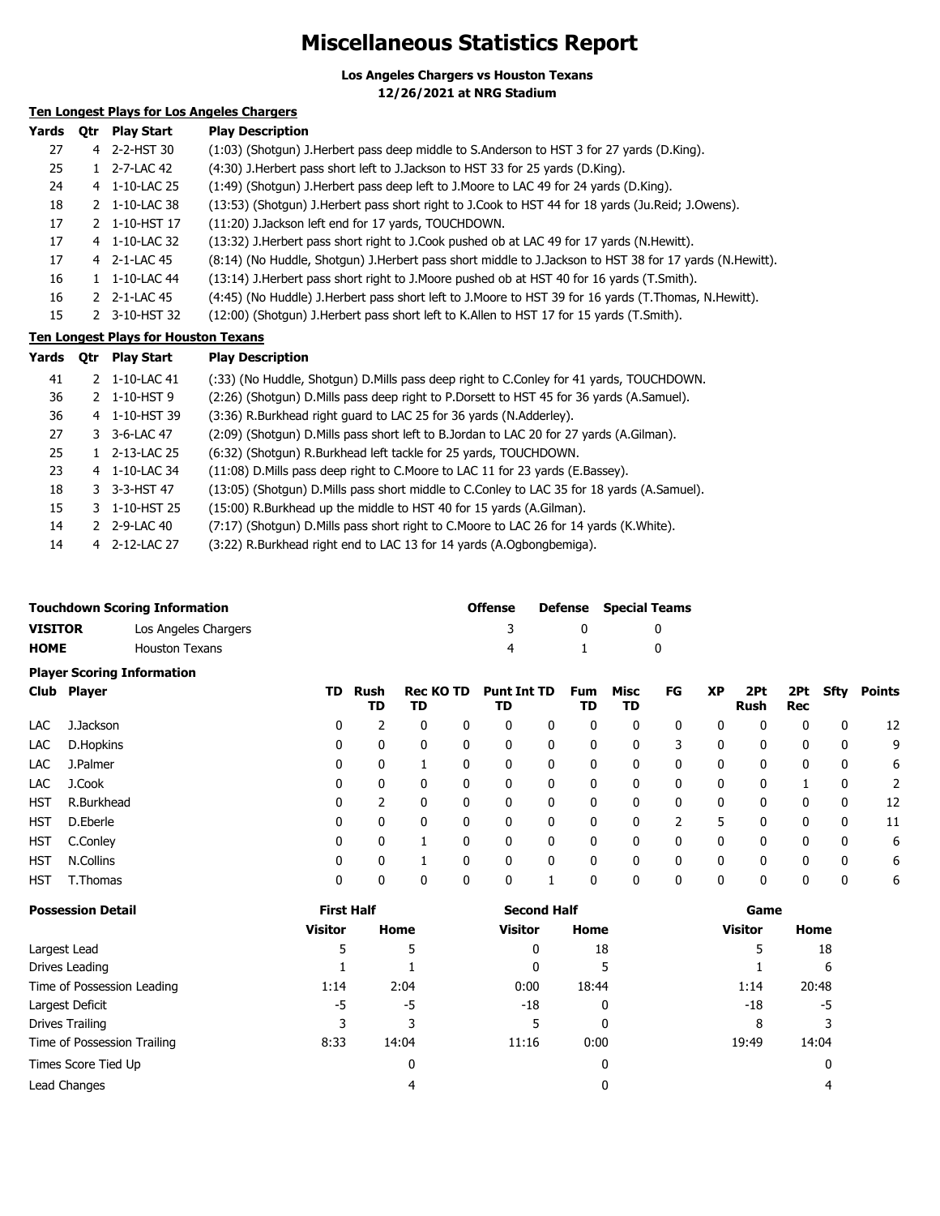# Miscellaneous Statistics Report

**Los Angeles Chargers vs Houston Texans**
**12/26/2021 at NRG Stadium**

## Ten Longest Plays for Los Angeles Chargers

| Yards | Qtr | Play Start | Play Description |
|---|---|---|---|
| 27 | 4 | 2-2-HST 30 | (1:03) (Shotgun) J.Herbert pass deep middle to S.Anderson to HST 3 for 27 yards (D.King). |
| 25 | 1 | 2-7-LAC 42 | (4:30) J.Herbert pass short left to J.Jackson to HST 33 for 25 yards (D.King). |
| 24 | 4 | 1-10-LAC 25 | (1:49) (Shotgun) J.Herbert pass deep left to J.Moore to LAC 49 for 24 yards (D.King). |
| 18 | 2 | 1-10-LAC 38 | (13:53) (Shotgun) J.Herbert pass short right to J.Cook to HST 44 for 18 yards (Ju.Reid; J.Owens). |
| 17 | 2 | 1-10-HST 17 | (11:20) J.Jackson left end for 17 yards, TOUCHDOWN. |
| 17 | 4 | 1-10-LAC 32 | (13:32) J.Herbert pass short right to J.Cook pushed ob at LAC 49 for 17 yards (N.Hewitt). |
| 17 | 4 | 2-1-LAC 45 | (8:14) (No Huddle, Shotgun) J.Herbert pass short middle to J.Jackson to HST 38 for 17 yards (N.Hewitt). |
| 16 | 1 | 1-10-LAC 44 | (13:14) J.Herbert pass short right to J.Moore pushed ob at HST 40 for 16 yards (T.Smith). |
| 16 | 2 | 2-1-LAC 45 | (4:45) (No Huddle) J.Herbert pass short left to J.Moore to HST 39 for 16 yards (T.Thomas, N.Hewitt). |
| 15 | 2 | 3-10-HST 32 | (12:00) (Shotgun) J.Herbert pass short left to K.Allen to HST 17 for 15 yards (T.Smith). |

## Ten Longest Plays for Houston Texans

| Yards | Qtr | Play Start | Play Description |
|---|---|---|---|
| 41 | 2 | 1-10-LAC 41 | (:33) (No Huddle, Shotgun) D.Mills pass deep right to C.Conley for 41 yards, TOUCHDOWN. |
| 36 | 2 | 1-10-HST 9 | (2:26) (Shotgun) D.Mills pass deep right to P.Dorsett to HST 45 for 36 yards (A.Samuel). |
| 36 | 4 | 1-10-HST 39 | (3:36) R.Burkhead right guard to LAC 25 for 36 yards (N.Adderley). |
| 27 | 3 | 3-6-LAC 47 | (2:09) (Shotgun) D.Mills pass short left to B.Jordan to LAC 20 for 27 yards (A.Gilman). |
| 25 | 1 | 2-13-LAC 25 | (6:32) (Shotgun) R.Burkhead left tackle for 25 yards, TOUCHDOWN. |
| 23 | 4 | 1-10-LAC 34 | (11:08) D.Mills pass deep right to C.Moore to LAC 11 for 23 yards (E.Bassey). |
| 18 | 3 | 3-3-HST 47 | (13:05) (Shotgun) D.Mills pass short middle to C.Conley to LAC 35 for 18 yards (A.Samuel). |
| 15 | 3 | 1-10-HST 25 | (15:00) R.Burkhead up the middle to HST 40 for 15 yards (A.Gilman). |
| 14 | 2 | 2-9-LAC 40 | (7:17) (Shotgun) D.Mills pass short right to C.Moore to LAC 26 for 14 yards (K.White). |
| 14 | 4 | 2-12-LAC 27 | (3:22) R.Burkhead right end to LAC 13 for 14 yards (A.Ogbongbemiga). |

## Touchdown Scoring Information

| | | Offense | Defense | Special Teams |
|---|---|---|---|---|
| **VISITOR** | Los Angeles Chargers | 3 | 0 | 0 |
| **HOME** | Houston Texans | 4 | 1 | 0 |

## Player Scoring Information

| Club | Player | TD | Rush TD | Rec TD | KO TD | Punt TD | Int TD | Fum TD | Misc TD | FG | XP | 2Pt Rush | 2Pt Rec | Sfty | Points |
|---|---|---|---|---|---|---|---|---|---|---|---|---|---|---|---|
| LAC | J.Jackson | 0 | 2 | 0 | 0 | 0 | 0 | 0 | 0 | 0 | 0 | 0 | 0 | 0 | 12 |
| LAC | D.Hopkins | 0 | 0 | 0 | 0 | 0 | 0 | 0 | 0 | 3 | 0 | 0 | 0 | 0 | 9 |
| LAC | J.Palmer | 0 | 0 | 1 | 0 | 0 | 0 | 0 | 0 | 0 | 0 | 0 | 0 | 0 | 6 |
| LAC | J.Cook | 0 | 0 | 0 | 0 | 0 | 0 | 0 | 0 | 0 | 0 | 0 | 1 | 0 | 2 |
| HST | R.Burkhead | 0 | 2 | 0 | 0 | 0 | 0 | 0 | 0 | 0 | 0 | 0 | 0 | 0 | 12 |
| HST | D.Eberle | 0 | 0 | 0 | 0 | 0 | 0 | 0 | 0 | 2 | 5 | 0 | 0 | 0 | 11 |
| HST | C.Conley | 0 | 0 | 1 | 0 | 0 | 0 | 0 | 0 | 0 | 0 | 0 | 0 | 0 | 6 |
| HST | N.Collins | 0 | 0 | 1 | 0 | 0 | 0 | 0 | 0 | 0 | 0 | 0 | 0 | 0 | 6 |
| HST | T.Thomas | 0 | 0 | 0 | 0 | 0 | 1 | 0 | 0 | 0 | 0 | 0 | 0 | 0 | 6 |

## Possession Detail

| | First Half | | Second Half | | Game | |
|---|---|---|---|---|---|---|
| | Visitor | Home | Visitor | Home | Visitor | Home |
| Largest Lead | 5 | 5 | 0 | 18 | 5 | 18 |
| Drives Leading | 1 | 1 | 0 | 5 | 1 | 6 |
| Time of Possession Leading | 1:14 | 2:04 | 0:00 | 18:44 | 1:14 | 20:48 |
| Largest Deficit | -5 | -5 | -18 | 0 | -18 | -5 |
| Drives Trailing | 3 | 3 | 5 | 0 | 8 | 3 |
| Time of Possession Trailing | 8:33 | 14:04 | 11:16 | 0:00 | 19:49 | 14:04 |
| Times Score Tied Up | | 0 | | 0 | | 0 |
| Lead Changes | | 4 | | 0 | | 4 |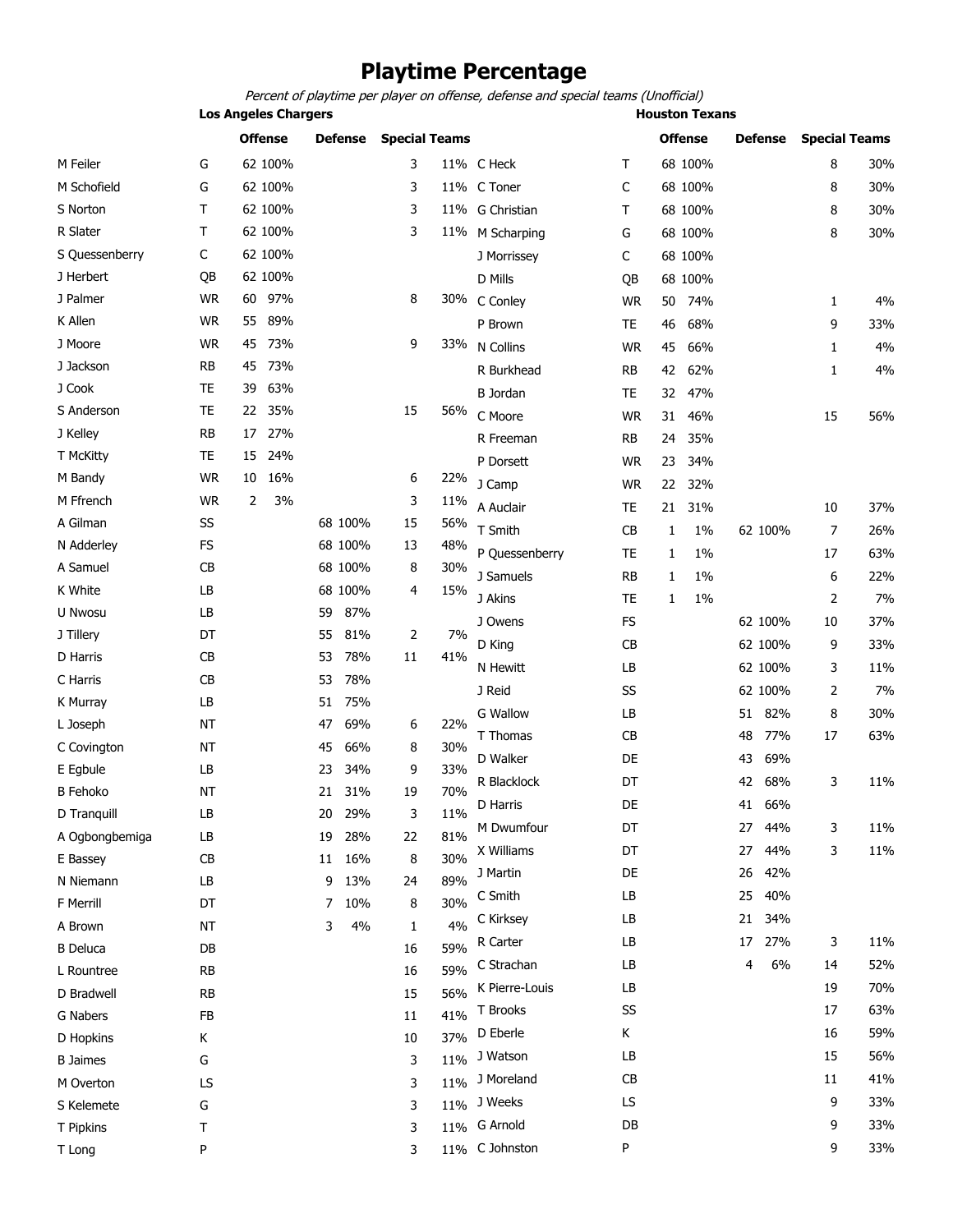# Playtime Percentage

*Percent of playtime per player on offense, defense and special teams (Unofficial)*

## Los Angeles Chargers

| Player | Pos | Offense | | Defense | | Special Teams | |
|---|---|---|---|---|---|---|---|
| M Feiler | G | 62 | 100% | | | 3 | 11% |
| M Schofield | G | 62 | 100% | | | 3 | 11% |
| S Norton | T | 62 | 100% | | | 3 | 11% |
| R Slater | T | 62 | 100% | | | 3 | 11% |
| S Quessenberry | C | 62 | 100% | | | | |
| J Herbert | QB | 62 | 100% | | | | |
| J Palmer | WR | 60 | 97% | | | 8 | 30% |
| K Allen | WR | 55 | 89% | | | | |
| J Moore | WR | 45 | 73% | | | 9 | 33% |
| J Jackson | RB | 45 | 73% | | | | |
| J Cook | TE | 39 | 63% | | | | |
| S Anderson | TE | 22 | 35% | | | 15 | 56% |
| J Kelley | RB | 17 | 27% | | | | |
| T McKitty | TE | 15 | 24% | | | | |
| M Bandy | WR | 10 | 16% | | | 6 | 22% |
| M Ffrench | WR | 2 | 3% | | | 3 | 11% |
| A Gilman | SS | | | 68 | 100% | 15 | 56% |
| N Adderley | FS | | | 68 | 100% | 13 | 48% |
| A Samuel | CB | | | 68 | 100% | 8 | 30% |
| K White | LB | | | 68 | 100% | 4 | 15% |
| U Nwosu | LB | | | 59 | 87% | | |
| J Tillery | DT | | | 55 | 81% | 2 | 7% |
| D Harris | CB | | | 53 | 78% | 11 | 41% |
| C Harris | CB | | | 53 | 78% | | |
| K Murray | LB | | | 51 | 75% | | |
| L Joseph | NT | | | 47 | 69% | 6 | 22% |
| C Covington | NT | | | 45 | 66% | 8 | 30% |
| E Egbule | LB | | | 23 | 34% | 9 | 33% |
| B Fehoko | NT | | | 21 | 31% | 19 | 70% |
| D Tranquill | LB | | | 20 | 29% | 3 | 11% |
| A Ogbongbemiga | LB | | | 19 | 28% | 22 | 81% |
| E Bassey | CB | | | 11 | 16% | 8 | 30% |
| N Niemann | LB | | | 9 | 13% | 24 | 89% |
| F Merrill | DT | | | 7 | 10% | 8 | 30% |
| A Brown | NT | | | 3 | 4% | 1 | 4% |
| B Deluca | DB | | | | | 16 | 59% |
| L Rountree | RB | | | | | 16 | 59% |
| D Bradwell | RB | | | | | 15 | 56% |
| G Nabers | FB | | | | | 11 | 41% |
| D Hopkins | K | | | | | 10 | 37% |
| B Jaimes | G | | | | | 3 | 11% |
| M Overton | LS | | | | | 3 | 11% |
| S Kelemete | G | | | | | 3 | 11% |
| T Pipkins | T | | | | | 3 | 11% |
| T Long | P | | | | | 3 | 11% |

## Houston Texans

| Player | Pos | Offense | | Defense | | Special Teams | |
|---|---|---|---|---|---|---|---|
| C Heck | T | 68 | 100% | | | 8 | 30% |
| C Toner | C | 68 | 100% | | | 8 | 30% |
| G Christian | T | 68 | 100% | | | 8 | 30% |
| M Scharping | G | 68 | 100% | | | 8 | 30% |
| J Morrissey | C | 68 | 100% | | | | |
| D Mills | QB | 68 | 100% | | | | |
| C Conley | WR | 50 | 74% | | | 1 | 4% |
| P Brown | TE | 46 | 68% | | | 9 | 33% |
| N Collins | WR | 45 | 66% | | | 1 | 4% |
| R Burkhead | RB | 42 | 62% | | | 1 | 4% |
| B Jordan | TE | 32 | 47% | | | | |
| C Moore | WR | 31 | 46% | | | 15 | 56% |
| R Freeman | RB | 24 | 35% | | | | |
| P Dorsett | WR | 23 | 34% | | | | |
| J Camp | WR | 22 | 32% | | | | |
| A Auclair | TE | 21 | 31% | | | 10 | 37% |
| T Smith | CB | 1 | 1% | 62 | 100% | 7 | 26% |
| P Quessenberry | TE | 1 | 1% | | | 17 | 63% |
| J Samuels | RB | 1 | 1% | | | 6 | 22% |
| J Akins | TE | 1 | 1% | | | 2 | 7% |
| J Owens | FS | | | 62 | 100% | 10 | 37% |
| D King | CB | | | 62 | 100% | 9 | 33% |
| N Hewitt | LB | | | 62 | 100% | 3 | 11% |
| J Reid | SS | | | 62 | 100% | 2 | 7% |
| G Wallow | LB | | | 51 | 82% | 8 | 30% |
| T Thomas | CB | | | 48 | 77% | 17 | 63% |
| D Walker | DE | | | 43 | 69% | | |
| R Blacklock | DT | | | 42 | 68% | 3 | 11% |
| D Harris | DE | | | 41 | 66% | | |
| M Dwumfour | DT | | | 27 | 44% | 3 | 11% |
| X Williams | DT | | | 27 | 44% | 3 | 11% |
| J Martin | DE | | | 26 | 42% | | |
| C Smith | LB | | | 25 | 40% | | |
| C Kirksey | LB | | | 21 | 34% | | |
| R Carter | LB | | | 17 | 27% | 3 | 11% |
| C Strachan | LB | | | 4 | 6% | 14 | 52% |
| K Pierre-Louis | LB | | | | | 19 | 70% |
| T Brooks | SS | | | | | 17 | 63% |
| D Eberle | K | | | | | 16 | 59% |
| J Watson | LB | | | | | 15 | 56% |
| J Moreland | CB | | | | | 11 | 41% |
| J Weeks | LS | | | | | 9 | 33% |
| G Arnold | DB | | | | | 9 | 33% |
| C Johnston | P | | | | | 9 | 33% |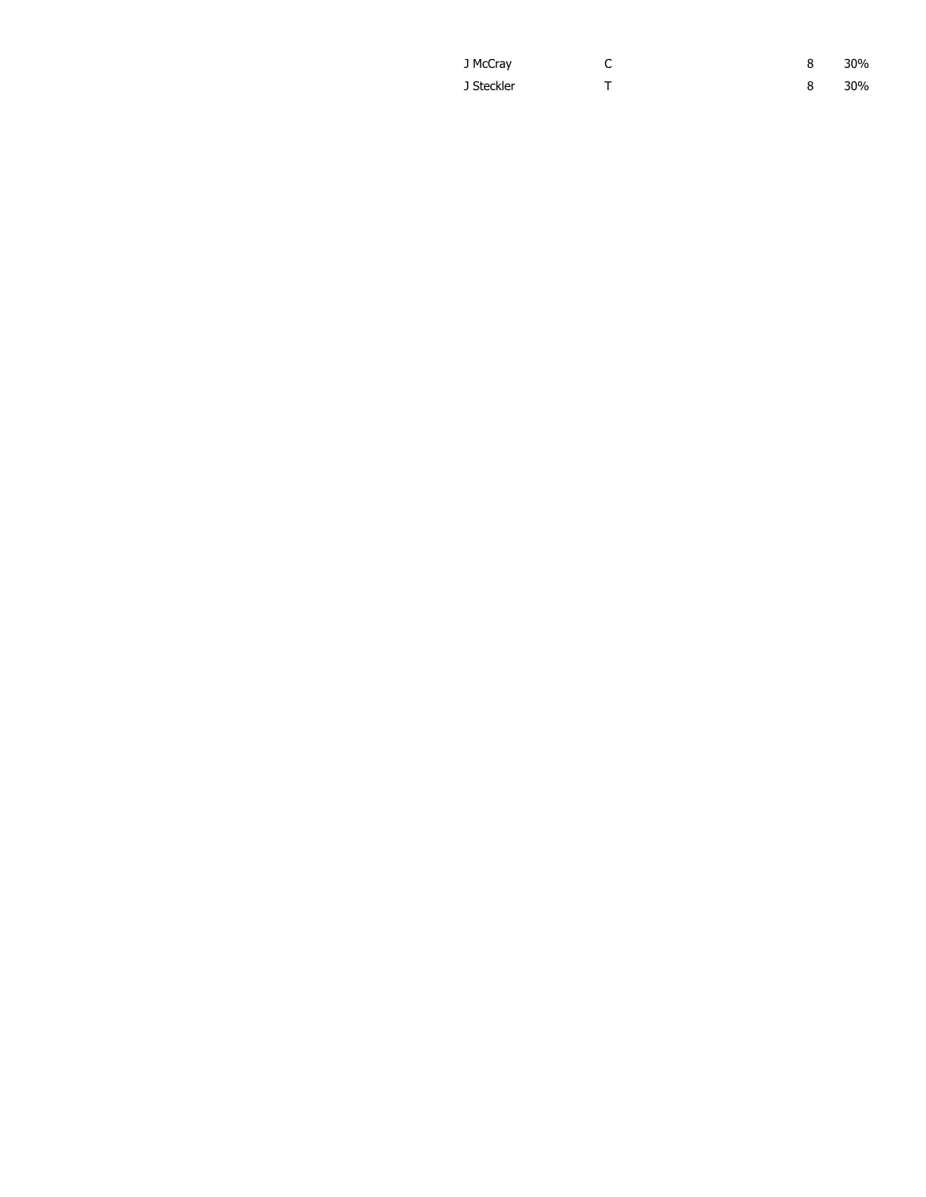| | | | |
|---|---|---|---|
| J McCray | C | 8 | 30% |
| J Steckler | T | 8 | 30% |